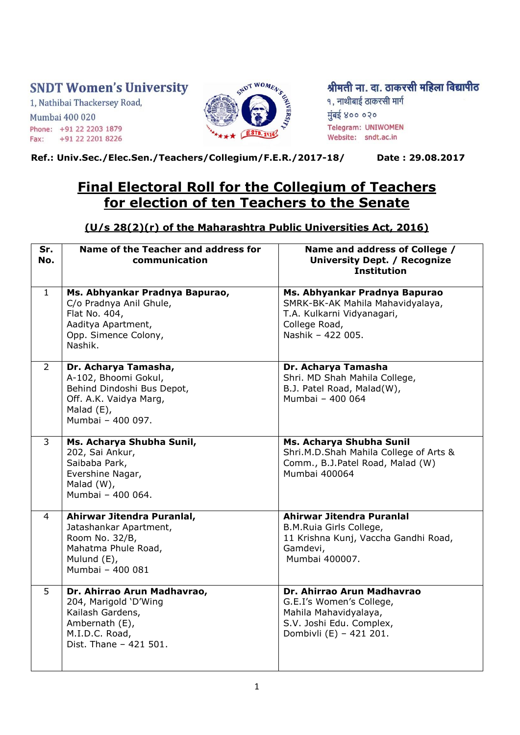SNDT Women's University
1, Nathibai Thackersey Road,
Mumbai 400 020
Phone: +91 22 2203 1879
Fax: +91 22 2201 8226

श्रीमती ना. दा. ठाकरसी महिला विद्यापीठ
१, नाथीबाई ठाकरसी मार्ग
मुंबई ४०० ०२०
Telegram: UNIWOMEN
Website: sndt.ac.in

**Ref.: Univ.Sec./Elec.Sen./Teachers/Collegium/F.E.R./2017-18/** **Date : 29.08.2017**

# Final Electoral Roll for the Collegium of Teachers for election of ten Teachers to the Senate

## (U/s 28(2)(r) of the Maharashtra Public Universities Act, 2016)

| Sr. No. | Name of the Teacher and address for communication | Name and address of College / University Dept. / Recognize Institution |
|---|---|---|
| 1 | **Ms. Abhyankar Pradnya Bapurao,**<br>C/o Pradnya Anil Ghule,<br>Flat No. 404,<br>Aaditya Apartment,<br>Opp. Simence Colony,<br>Nashik. | **Ms. Abhyankar Pradnya Bapurao**<br>SMRK-BK-AK Mahila Mahavidyalaya,<br>T.A. Kulkarni Vidyanagari,<br>College Road,<br>Nashik – 422 005. |
| 2 | **Dr. Acharya Tamasha,**<br>A-102, Bhoomi Gokul,<br>Behind Dindoshi Bus Depot,<br>Off. A.K. Vaidya Marg,<br>Malad (E),<br>Mumbai – 400 097. | **Dr. Acharya Tamasha**<br>Shri. MD Shah Mahila College,<br>B.J. Patel Road, Malad(W),<br>Mumbai – 400 064 |
| 3 | **Ms. Acharya Shubha Sunil,**<br>202, Sai Ankur,<br>Saibaba Park,<br>Evershine Nagar,<br>Malad (W),<br>Mumbai – 400 064. | **Ms. Acharya Shubha Sunil**<br>Shri.M.D.Shah Mahila College of Arts & Comm., B.J.Patel Road, Malad (W)<br>Mumbai 400064 |
| 4 | **Ahirwar Jitendra Puranlal,**<br>Jatashankar Apartment,<br>Room No. 32/B,<br>Mahatma Phule Road,<br>Mulund (E),<br>Mumbai – 400 081 | **Ahirwar Jitendra Puranlal**<br>B.M.Ruia Girls College,<br>11 Krishna Kunj, Vaccha Gandhi Road,<br>Gamdevi,<br>Mumbai 400007. |
| 5 | **Dr. Ahirrao Arun Madhavrao,**<br>204, Marigold 'D'Wing<br>Kailash Gardens,<br>Ambernath (E),<br>M.I.D.C. Road,<br>Dist. Thane – 421 501. | **Dr. Ahirrao Arun Madhavrao**<br>G.E.I's Women's College,<br>Mahila Mahavidyalaya,<br>S.V. Joshi Edu. Complex,<br>Dombivli (E) – 421 201. |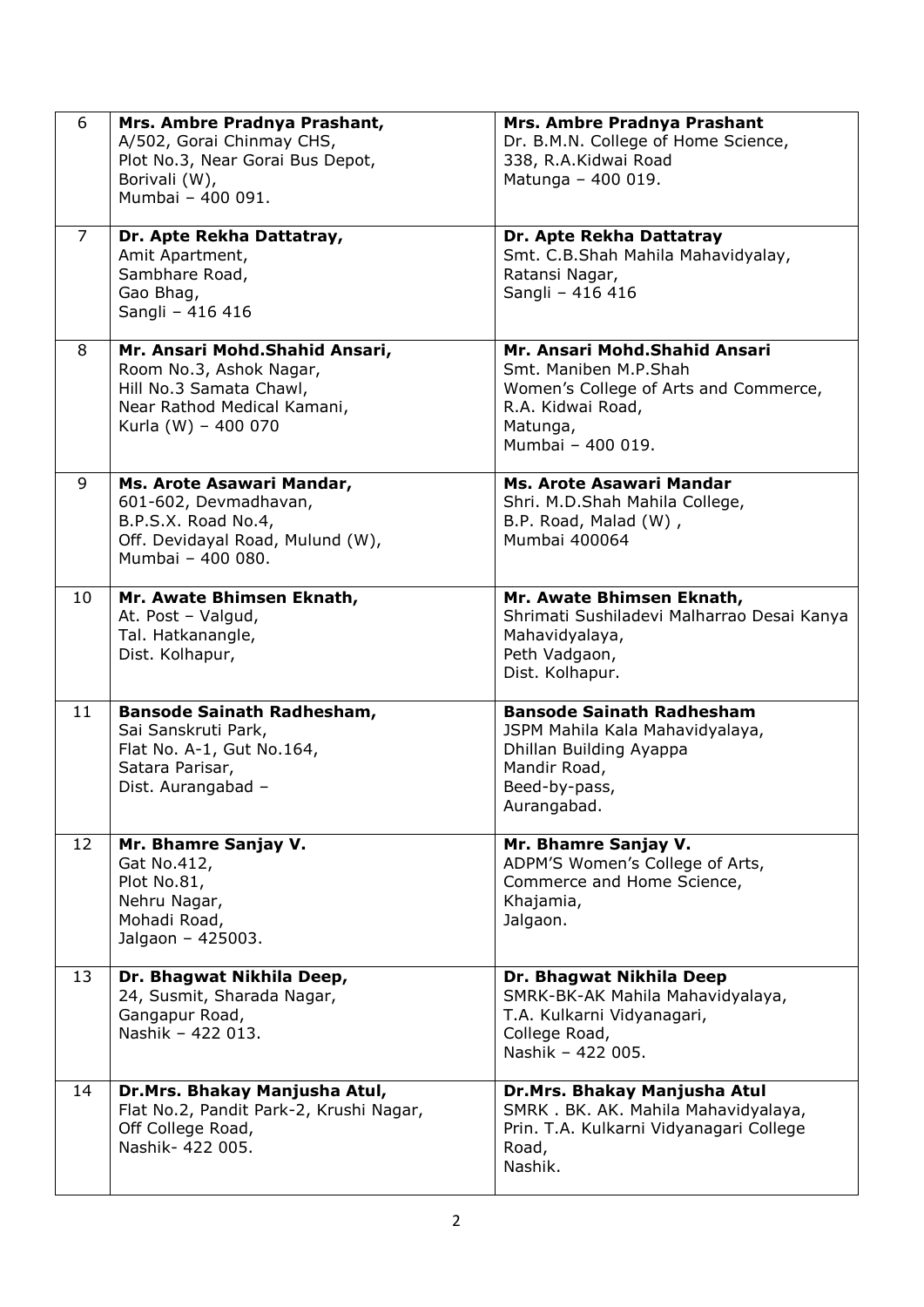| 6 | **Mrs. Ambre Pradnya Prashant,**<br>A/502, Gorai Chinmay CHS,<br>Plot No.3, Near Gorai Bus Depot,<br>Borivali (W),<br>Mumbai – 400 091. | **Mrs. Ambre Pradnya Prashant**<br>Dr. B.M.N. College of Home Science,<br>338, R.A.Kidwai Road<br>Matunga – 400 019. |
|---|---|---|
| 7 | **Dr. Apte Rekha Dattatray,**<br>Amit Apartment,<br>Sambhare Road,<br>Gao Bhag,<br>Sangli – 416 416 | **Dr. Apte Rekha Dattatray**<br>Smt. C.B.Shah Mahila Mahavidyalay,<br>Ratansi Nagar,<br>Sangli – 416 416 |
| 8 | **Mr. Ansari Mohd.Shahid Ansari,**<br>Room No.3, Ashok Nagar,<br>Hill No.3 Samata Chawl,<br>Near Rathod Medical Kamani,<br>Kurla (W) – 400 070 | **Mr. Ansari Mohd.Shahid Ansari**<br>Smt. Maniben M.P.Shah<br>Women's College of Arts and Commerce,<br>R.A. Kidwai Road,<br>Matunga,<br>Mumbai – 400 019. |
| 9 | **Ms. Arote Asawari Mandar,**<br>601-602, Devmadhavan,<br>B.P.S.X. Road No.4,<br>Off. Devidayal Road, Mulund (W),<br>Mumbai – 400 080. | **Ms. Arote Asawari Mandar**<br>Shri. M.D.Shah Mahila College,<br>B.P. Road, Malad (W) ,<br>Mumbai 400064 |
| 10 | **Mr. Awate Bhimsen Eknath,**<br>At. Post – Valgud,<br>Tal. Hatkanangle,<br>Dist. Kolhapur, | **Mr. Awate Bhimsen Eknath,**<br>Shrimati Sushiladevi Malharrao Desai Kanya Mahavidyalaya,<br>Peth Vadgaon,<br>Dist. Kolhapur. |
| 11 | **Bansode Sainath Radhesham,**<br>Sai Sanskruti Park,<br>Flat No. A-1, Gut No.164,<br>Satara Parisar,<br>Dist. Aurangabad – | **Bansode Sainath Radhesham**<br>JSPM Mahila Kala Mahavidyalaya,<br>Dhillan Building Ayappa<br>Mandir Road,<br>Beed-by-pass,<br>Aurangabad. |
| 12 | **Mr. Bhamre Sanjay V.**<br>Gat No.412,<br>Plot No.81,<br>Nehru Nagar,<br>Mohadi Road,<br>Jalgaon – 425003. | **Mr. Bhamre Sanjay V.**<br>ADPM'S Women's College of Arts,<br>Commerce and Home Science,<br>Khajamia,<br>Jalgaon. |
| 13 | **Dr. Bhagwat Nikhila Deep,**<br>24, Susmit, Sharada Nagar,<br>Gangapur Road,<br>Nashik – 422 013. | **Dr. Bhagwat Nikhila Deep**<br>SMRK-BK-AK Mahila Mahavidyalaya,<br>T.A. Kulkarni Vidyanagari,<br>College Road,<br>Nashik – 422 005. |
| 14 | **Dr.Mrs. Bhakay Manjusha Atul,**<br>Flat No.2, Pandit Park-2, Krushi Nagar,<br>Off College Road,<br>Nashik- 422 005. | **Dr.Mrs. Bhakay Manjusha Atul**<br>SMRK . BK. AK. Mahila Mahavidyalaya,<br>Prin. T.A. Kulkarni Vidyanagari College Road,<br>Nashik. |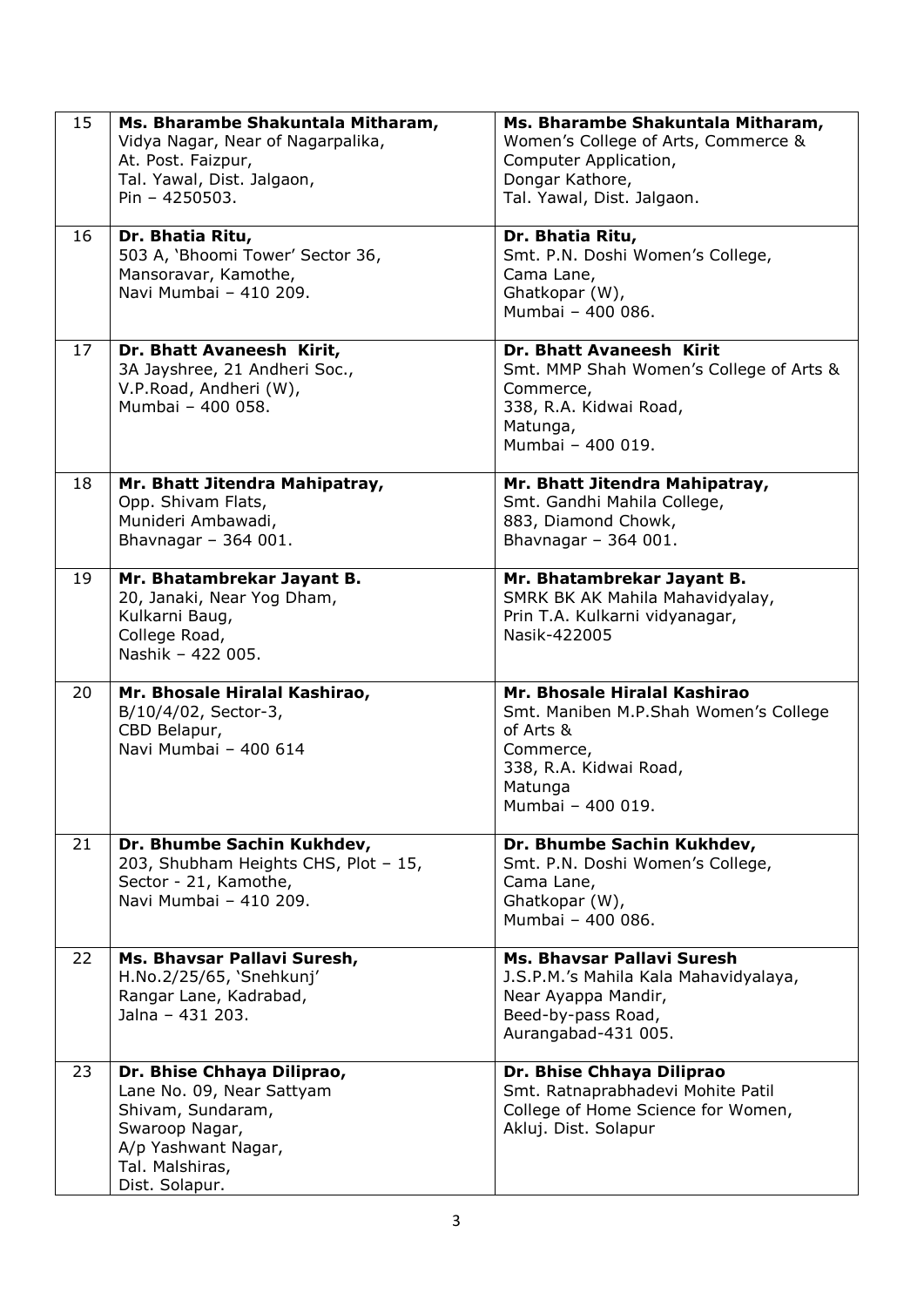| | | |
|---|---|---|
| 15 | **Ms. Bharambe Shakuntala Mitharam,**<br>Vidya Nagar, Near of Nagarpalika,<br>At. Post. Faizpur,<br>Tal. Yawal, Dist. Jalgaon,<br>Pin – 4250503. | **Ms. Bharambe Shakuntala Mitharam,**<br>Women's College of Arts, Commerce &<br>Computer Application,<br>Dongar Kathore,<br>Tal. Yawal, Dist. Jalgaon. |
| 16 | **Dr. Bhatia Ritu,**<br>503 A, 'Bhoomi Tower' Sector 36,<br>Mansoravar, Kamothe,<br>Navi Mumbai – 410 209. | **Dr. Bhatia Ritu,**<br>Smt. P.N. Doshi Women's College,<br>Cama Lane,<br>Ghatkopar (W),<br>Mumbai – 400 086. |
| 17 | **Dr. Bhatt Avaneesh Kirit,**<br>3A Jayshree, 21 Andheri Soc.,<br>V.P.Road, Andheri (W),<br>Mumbai – 400 058. | **Dr. Bhatt Avaneesh Kirit**<br>Smt. MMP Shah Women's College of Arts &<br>Commerce,<br>338, R.A. Kidwai Road,<br>Matunga,<br>Mumbai – 400 019. |
| 18 | **Mr. Bhatt Jitendra Mahipatray,**<br>Opp. Shivam Flats,<br>Munideri Ambawadi,<br>Bhavnagar – 364 001. | **Mr. Bhatt Jitendra Mahipatray,**<br>Smt. Gandhi Mahila College,<br>883, Diamond Chowk,<br>Bhavnagar – 364 001. |
| 19 | **Mr. Bhatambrekar Jayant B.**<br>20, Janaki, Near Yog Dham,<br>Kulkarni Baug,<br>College Road,<br>Nashik – 422 005. | **Mr. Bhatambrekar Jayant B.**<br>SMRK BK AK Mahila Mahavidyalay,<br>Prin T.A. Kulkarni vidyanagar,<br>Nasik-422005 |
| 20 | **Mr. Bhosale Hiralal Kashirao,**<br>B/10/4/02, Sector-3,<br>CBD Belapur,<br>Navi Mumbai – 400 614 | **Mr. Bhosale Hiralal Kashirao**<br>Smt. Maniben M.P.Shah Women's College<br>of Arts &<br>Commerce,<br>338, R.A. Kidwai Road,<br>Matunga<br>Mumbai – 400 019. |
| 21 | **Dr. Bhumbe Sachin Kukhdev,**<br>203, Shubham Heights CHS, Plot – 15,<br>Sector - 21, Kamothe,<br>Navi Mumbai – 410 209. | **Dr. Bhumbe Sachin Kukhdev,**<br>Smt. P.N. Doshi Women's College,<br>Cama Lane,<br>Ghatkopar (W),<br>Mumbai – 400 086. |
| 22 | **Ms. Bhavsar Pallavi Suresh,**<br>H.No.2/25/65, 'Snehkunj'<br>Rangar Lane, Kadrabad,<br>Jalna – 431 203. | **Ms. Bhavsar Pallavi Suresh**<br>J.S.P.M.'s Mahila Kala Mahavidyalaya,<br>Near Ayappa Mandir,<br>Beed-by-pass Road,<br>Aurangabad-431 005. |
| 23 | **Dr. Bhise Chhaya Diliprao,**<br>Lane No. 09, Near Sattyam<br>Shivam, Sundaram,<br>Swaroop Nagar,<br>A/p Yashwant Nagar,<br>Tal. Malshiras,<br>Dist. Solapur. | **Dr. Bhise Chhaya Diliprao**<br>Smt. Ratnaprabhadevi Mohite Patil<br>College of Home Science for Women,<br>Akluj. Dist. Solapur |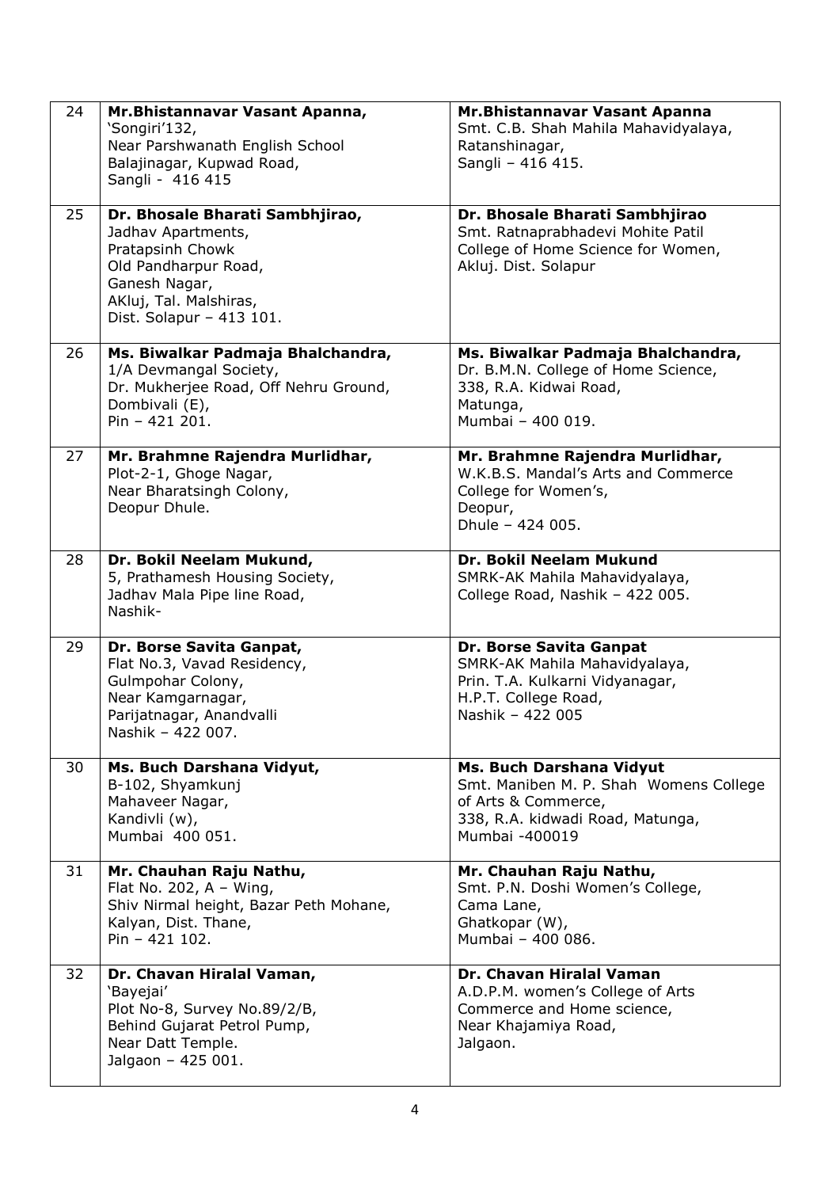| 24 | **Mr.Bhistannavar Vasant Apanna,**<br>'Songiri'132,<br>Near Parshwanath English School<br>Balajinagar, Kupwad Road,<br>Sangli - 416 415 | **Mr.Bhistannavar Vasant Apanna**<br>Smt. C.B. Shah Mahila Mahavidyalaya,<br>Ratanshinagar,<br>Sangli – 416 415. |
|---|---|---|
| 25 | **Dr. Bhosale Bharati Sambhjirao,**<br>Jadhav Apartments,<br>Pratapsinh Chowk<br>Old Pandharpur Road,<br>Ganesh Nagar,<br>AKluj, Tal. Malshiras,<br>Dist. Solapur – 413 101. | **Dr. Bhosale Bharati Sambhjirao**<br>Smt. Ratnaprabhadevi Mohite Patil<br>College of Home Science for Women,<br>Akluj. Dist. Solapur |
| 26 | **Ms. Biwalkar Padmaja Bhalchandra,**<br>1/A Devmangal Society,<br>Dr. Mukherjee Road, Off Nehru Ground,<br>Dombivali (E),<br>Pin – 421 201. | **Ms. Biwalkar Padmaja Bhalchandra,**<br>Dr. B.M.N. College of Home Science,<br>338, R.A. Kidwai Road,<br>Matunga,<br>Mumbai – 400 019. |
| 27 | **Mr. Brahmne Rajendra Murlidhar,**<br>Plot-2-1, Ghoge Nagar,<br>Near Bharatsingh Colony,<br>Deopur Dhule. | **Mr. Brahmne Rajendra Murlidhar,**<br>W.K.B.S. Mandal's Arts and Commerce<br>College for Women's,<br>Deopur,<br>Dhule – 424 005. |
| 28 | **Dr. Bokil Neelam Mukund,**<br>5, Prathamesh Housing Society,<br>Jadhav Mala Pipe line Road,<br>Nashik- | **Dr. Bokil Neelam Mukund**<br>SMRK-AK Mahila Mahavidyalaya,<br>College Road, Nashik – 422 005. |
| 29 | **Dr. Borse Savita Ganpat,**<br>Flat No.3, Vavad Residency,<br>Gulmpohar Colony,<br>Near Kamgarnagar,<br>Parijatnagar, Anandvalli<br>Nashik – 422 007. | **Dr. Borse Savita Ganpat**<br>SMRK-AK Mahila Mahavidyalaya,<br>Prin. T.A. Kulkarni Vidyanagar,<br>H.P.T. College Road,<br>Nashik – 422 005 |
| 30 | **Ms. Buch Darshana Vidyut,**<br>B-102, Shyamkunj<br>Mahaveer Nagar,<br>Kandivli (w),<br>Mumbai 400 051. | **Ms. Buch Darshana Vidyut**<br>Smt. Maniben M. P. Shah Womens College<br>of Arts & Commerce,<br>338, R.A. kidwadi Road, Matunga,<br>Mumbai -400019 |
| 31 | **Mr. Chauhan Raju Nathu,**<br>Flat No. 202, A – Wing,<br>Shiv Nirmal height, Bazar Peth Mohane,<br>Kalyan, Dist. Thane,<br>Pin – 421 102. | **Mr. Chauhan Raju Nathu,**<br>Smt. P.N. Doshi Women's College,<br>Cama Lane,<br>Ghatkopar (W),<br>Mumbai – 400 086. |
| 32 | **Dr. Chavan Hiralal Vaman,**<br>'Bayejai'<br>Plot No-8, Survey No.89/2/B,<br>Behind Gujarat Petrol Pump,<br>Near Datt Temple.<br>Jalgaon – 425 001. | **Dr. Chavan Hiralal Vaman**<br>A.D.P.M. women's College of Arts<br>Commerce and Home science,<br>Near Khajamiya Road,<br>Jalgaon. |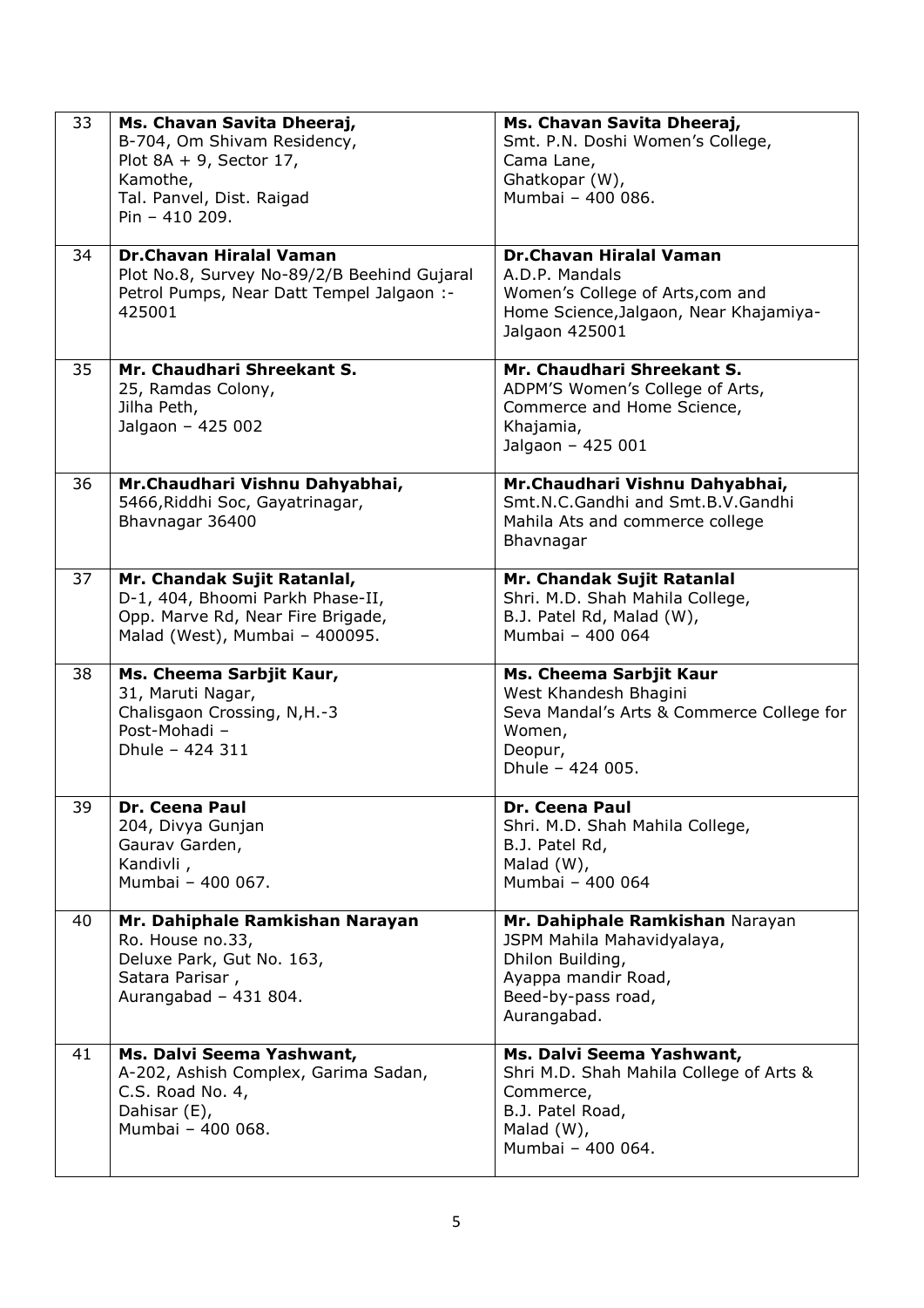| | | |
|---|---|---|
| 33 | **Ms. Chavan Savita Dheeraj,**<br>B-704, Om Shivam Residency,<br>Plot 8A + 9, Sector 17,<br>Kamothe,<br>Tal. Panvel, Dist. Raigad<br>Pin – 410 209. | **Ms. Chavan Savita Dheeraj,**<br>Smt. P.N. Doshi Women's College,<br>Cama Lane,<br>Ghatkopar (W),<br>Mumbai – 400 086. |
| 34 | **Dr.Chavan Hiralal Vaman**<br>Plot No.8, Survey No-89/2/B Beehind Gujaral Petrol Pumps, Near Datt Tempel Jalgaon :- 425001 | **Dr.Chavan Hiralal Vaman**<br>A.D.P. Mandals<br>Women's College of Arts,com and Home Science,Jalgaon, Near Khajamiya-Jalgaon 425001 |
| 35 | **Mr. Chaudhari Shreekant S.**<br>25, Ramdas Colony,<br>Jilha Peth,<br>Jalgaon – 425 002 | **Mr. Chaudhari Shreekant S.**<br>ADPM'S Women's College of Arts,<br>Commerce and Home Science,<br>Khajamia,<br>Jalgaon – 425 001 |
| 36 | **Mr.Chaudhari Vishnu Dahyabhai,**<br>5466,Riddhi Soc, Gayatrinagar,<br>Bhavnagar 36400 | **Mr.Chaudhari Vishnu Dahyabhai,**<br>Smt.N.C.Gandhi and Smt.B.V.Gandhi Mahila Ats and commerce college Bhavnagar |
| 37 | **Mr. Chandak Sujit Ratanlal,**<br>D-1, 404, Bhoomi Parkh Phase-II,<br>Opp. Marve Rd, Near Fire Brigade,<br>Malad (West), Mumbai – 400095. | **Mr. Chandak Sujit Ratanlal**<br>Shri. M.D. Shah Mahila College,<br>B.J. Patel Rd, Malad (W),<br>Mumbai – 400 064 |
| 38 | **Ms. Cheema Sarbjit Kaur,**<br>31, Maruti Nagar,<br>Chalisgaon Crossing, N,H.-3<br>Post-Mohadi –<br>Dhule – 424 311 | **Ms. Cheema Sarbjit Kaur**<br>West Khandesh Bhagini<br>Seva Mandal's Arts & Commerce College for Women,<br>Deopur,<br>Dhule – 424 005. |
| 39 | **Dr. Ceena Paul**<br>204, Divya Gunjan<br>Gaurav Garden,<br>Kandivli ,<br>Mumbai – 400 067. | **Dr. Ceena Paul**<br>Shri. M.D. Shah Mahila College,<br>B.J. Patel Rd,<br>Malad (W),<br>Mumbai – 400 064 |
| 40 | **Mr. Dahiphale Ramkishan Narayan**<br>Ro. House no.33,<br>Deluxe Park, Gut No. 163,<br>Satara Parisar ,<br>Aurangabad – 431 804. | **Mr. Dahiphale Ramkishan** Narayan<br>JSPM Mahila Mahavidyalaya,<br>Dhilon Building,<br>Ayappa mandir Road,<br>Beed-by-pass road,<br>Aurangabad. |
| 41 | **Ms. Dalvi Seema Yashwant,**<br>A-202, Ashish Complex, Garima Sadan,<br>C.S. Road No. 4,<br>Dahisar (E),<br>Mumbai – 400 068. | **Ms. Dalvi Seema Yashwant,**<br>Shri M.D. Shah Mahila College of Arts & Commerce,<br>B.J. Patel Road,<br>Malad (W),<br>Mumbai – 400 064. |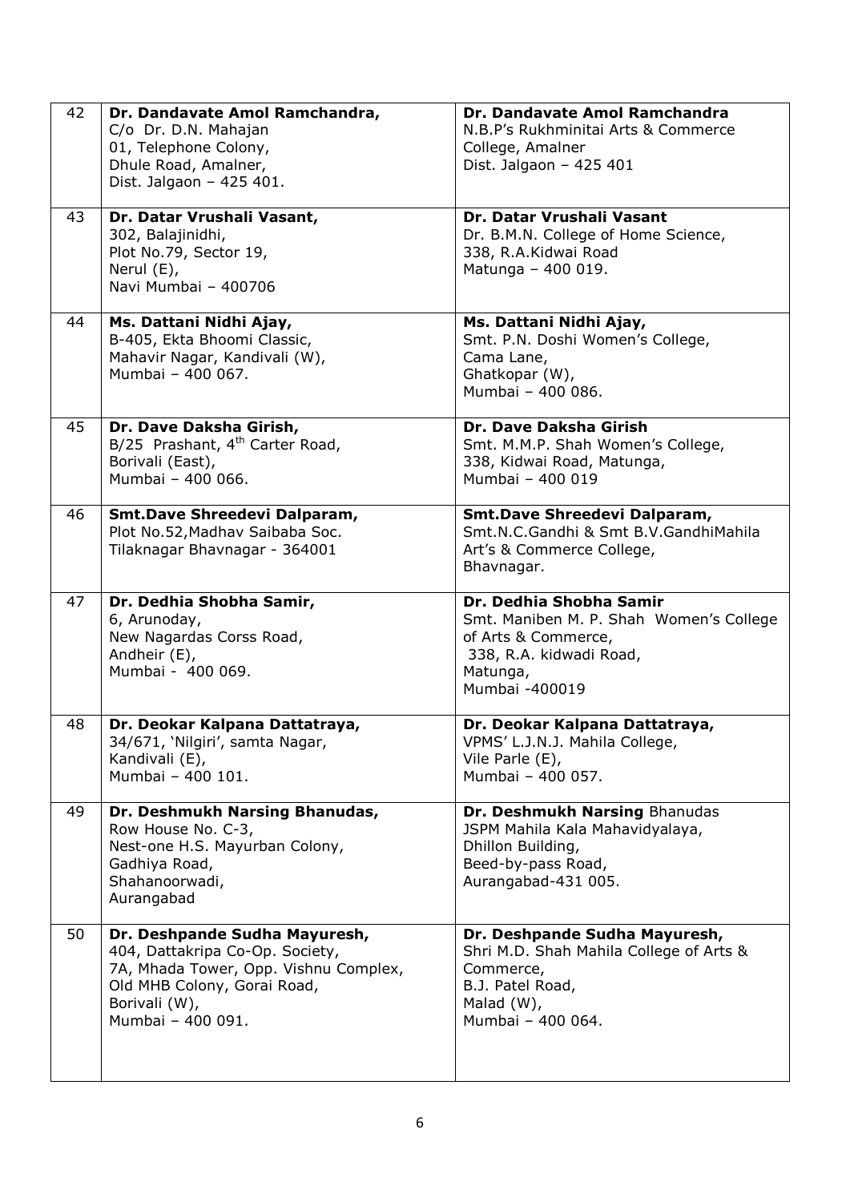| 42 | **Dr. Dandavate Amol Ramchandra,**<br>C/o Dr. D.N. Mahajan<br>01, Telephone Colony,<br>Dhule Road, Amalner,<br>Dist. Jalgaon – 425 401. | **Dr. Dandavate Amol Ramchandra**<br>N.B.P's Rukhminitai Arts & Commerce College, Amalner<br>Dist. Jalgaon – 425 401 |
|---|---|---|
| 43 | **Dr. Datar Vrushali Vasant,**<br>302, Balajinidhi,<br>Plot No.79, Sector 19,<br>Nerul (E),<br>Navi Mumbai – 400706 | **Dr. Datar Vrushali Vasant**<br>Dr. B.M.N. College of Home Science,<br>338, R.A.Kidwai Road<br>Matunga – 400 019. |
| 44 | **Ms. Dattani Nidhi Ajay,**<br>B-405, Ekta Bhoomi Classic,<br>Mahavir Nagar, Kandivali (W),<br>Mumbai – 400 067. | **Ms. Dattani Nidhi Ajay,**<br>Smt. P.N. Doshi Women's College,<br>Cama Lane,<br>Ghatkopar (W),<br>Mumbai – 400 086. |
| 45 | **Dr. Dave Daksha Girish,**<br>B/25 Prashant, 4th Carter Road,<br>Borivali (East),<br>Mumbai – 400 066. | **Dr. Dave Daksha Girish**<br>Smt. M.M.P. Shah Women's College,<br>338, Kidwai Road, Matunga,<br>Mumbai – 400 019 |
| 46 | **Smt.Dave Shreedevi Dalparam,**<br>Plot No.52,Madhav Saibaba Soc.<br>Tilaknagar Bhavnagar - 364001 | **Smt.Dave Shreedevi Dalparam,**<br>Smt.N.C.Gandhi & Smt B.V.GandhiMahila Art's & Commerce College,<br>Bhavnagar. |
| 47 | **Dr. Dedhia Shobha Samir,**<br>6, Arunoday,<br>New Nagardas Corss Road,<br>Andheir (E),<br>Mumbai - 400 069. | **Dr. Dedhia Shobha Samir**<br>Smt. Maniben M. P. Shah Women's College of Arts & Commerce,<br>338, R.A. kidwadi Road,<br>Matunga,<br>Mumbai -400019 |
| 48 | **Dr. Deokar Kalpana Dattatraya,**<br>34/671, 'Nilgiri', samta Nagar,<br>Kandivali (E),<br>Mumbai – 400 101. | **Dr. Deokar Kalpana Dattatraya,**<br>VPMS' L.J.N.J. Mahila College,<br>Vile Parle (E),<br>Mumbai – 400 057. |
| 49 | **Dr. Deshmukh Narsing Bhanudas,**<br>Row House No. C-3,<br>Nest-one H.S. Mayurban Colony,<br>Gadhiya Road,<br>Shahanoorwadi,<br>Aurangabad | **Dr. Deshmukh Narsing** Bhanudas<br>JSPM Mahila Kala Mahavidyalaya,<br>Dhillon Building,<br>Beed-by-pass Road,<br>Aurangabad-431 005. |
| 50 | **Dr. Deshpande Sudha Mayuresh,**<br>404, Dattakripa Co-Op. Society,<br>7A, Mhada Tower, Opp. Vishnu Complex,<br>Old MHB Colony, Gorai Road,<br>Borivali (W),<br>Mumbai – 400 091. | **Dr. Deshpande Sudha Mayuresh,**<br>Shri M.D. Shah Mahila College of Arts & Commerce,<br>B.J. Patel Road,<br>Malad (W),<br>Mumbai – 400 064. |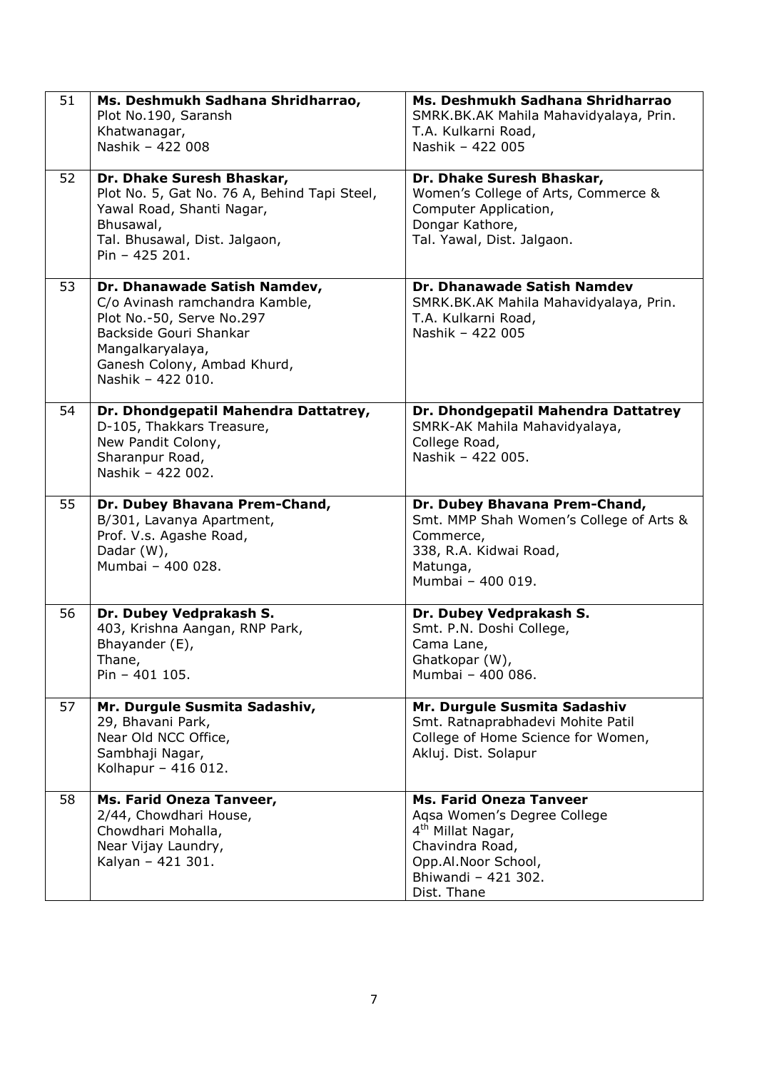| 51 | **Ms. Deshmukh Sadhana Shridharrao,**<br>Plot No.190, Saransh<br>Khatwanagar,<br>Nashik – 422 008 | **Ms. Deshmukh Sadhana Shridharrao**<br>SMRK.BK.AK Mahila Mahavidyalaya, Prin. T.A. Kulkarni Road,<br>Nashik – 422 005 |
|---|---|---|
| 52 | **Dr. Dhake Suresh Bhaskar,**<br>Plot No. 5, Gat No. 76 A, Behind Tapi Steel, Yawal Road, Shanti Nagar,<br>Bhusawal,<br>Tal. Bhusawal, Dist. Jalgaon,<br>Pin – 425 201. | **Dr. Dhake Suresh Bhaskar,**<br>Women's College of Arts, Commerce & Computer Application,<br>Dongar Kathore,<br>Tal. Yawal, Dist. Jalgaon. |
| 53 | **Dr. Dhanawade Satish Namdev,**<br>C/o Avinash ramchandra Kamble,<br>Plot No.-50, Serve No.297<br>Backside Gouri Shankar<br>Mangalkaryalaya,<br>Ganesh Colony, Ambad Khurd,<br>Nashik – 422 010. | **Dr. Dhanawade Satish Namdev**<br>SMRK.BK.AK Mahila Mahavidyalaya, Prin. T.A. Kulkarni Road,<br>Nashik – 422 005 |
| 54 | **Dr. Dhondgepatil Mahendra Dattatrey,**<br>D-105, Thakkars Treasure,<br>New Pandit Colony,<br>Sharanpur Road,<br>Nashik – 422 002. | **Dr. Dhondgepatil Mahendra Dattatrey**<br>SMRK-AK Mahila Mahavidyalaya,<br>College Road,<br>Nashik – 422 005. |
| 55 | **Dr. Dubey Bhavana Prem-Chand,**<br>B/301, Lavanya Apartment,<br>Prof. V.s. Agashe Road,<br>Dadar (W),<br>Mumbai – 400 028. | **Dr. Dubey Bhavana Prem-Chand,**<br>Smt. MMP Shah Women's College of Arts & Commerce,<br>338, R.A. Kidwai Road,<br>Matunga,<br>Mumbai – 400 019. |
| 56 | **Dr. Dubey Vedprakash S.**<br>403, Krishna Aangan, RNP Park,<br>Bhayander (E),<br>Thane,<br>Pin – 401 105. | **Dr. Dubey Vedprakash S.**<br>Smt. P.N. Doshi College,<br>Cama Lane,<br>Ghatkopar (W),<br>Mumbai – 400 086. |
| 57 | **Mr. Durgule Susmita Sadashiv,**<br>29, Bhavani Park,<br>Near Old NCC Office,<br>Sambhaji Nagar,<br>Kolhapur – 416 012. | **Mr. Durgule Susmita Sadashiv**<br>Smt. Ratnaprabhadevi Mohite Patil College of Home Science for Women,<br>Akluj. Dist. Solapur |
| 58 | **Ms. Farid Oneza Tanveer,**<br>2/44, Chowdhari House,<br>Chowdhari Mohalla,<br>Near Vijay Laundry,<br>Kalyan – 421 301. | **Ms. Farid Oneza Tanveer**<br>Aqsa Women's Degree College<br>4th Millat Nagar,<br>Chavindra Road,<br>Opp.Al.Noor School,<br>Bhiwandi – 421 302.<br>Dist. Thane |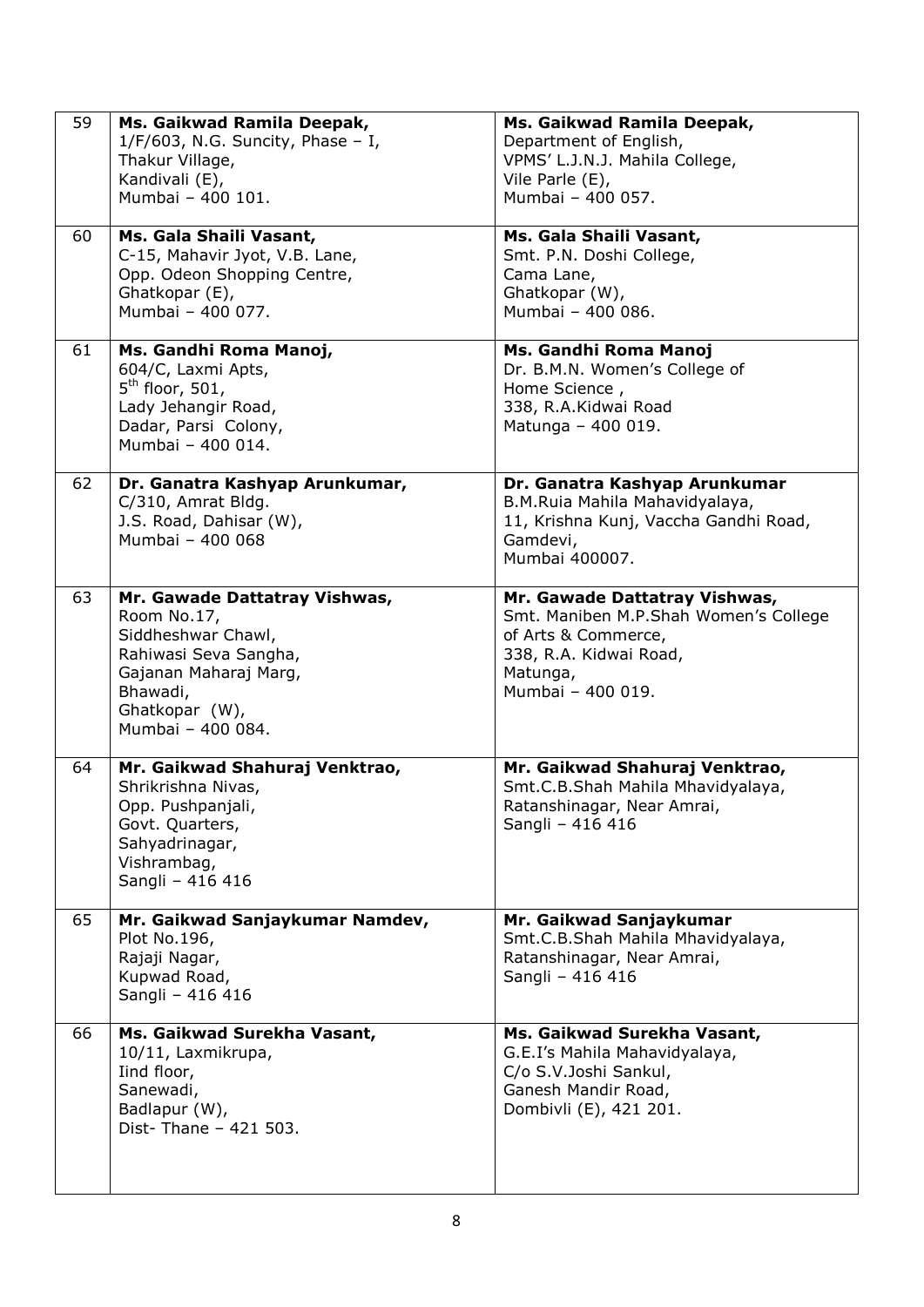| 59 | **Ms. Gaikwad Ramila Deepak,**<br>1/F/603, N.G. Suncity, Phase – I,<br>Thakur Village,<br>Kandivali (E),<br>Mumbai – 400 101. | **Ms. Gaikwad Ramila Deepak,**<br>Department of English,<br>VPMS' L.J.N.J. Mahila College,<br>Vile Parle (E),<br>Mumbai – 400 057. |
|---|---|---|
| 60 | **Ms. Gala Shaili Vasant,**<br>C-15, Mahavir Jyot, V.B. Lane,<br>Opp. Odeon Shopping Centre,<br>Ghatkopar (E),<br>Mumbai – 400 077. | **Ms. Gala Shaili Vasant,**<br>Smt. P.N. Doshi College,<br>Cama Lane,<br>Ghatkopar (W),<br>Mumbai – 400 086. |
| 61 | **Ms. Gandhi Roma Manoj,**<br>604/C, Laxmi Apts,<br>5th floor, 501,<br>Lady Jehangir Road,<br>Dadar, Parsi Colony,<br>Mumbai – 400 014. | **Ms. Gandhi Roma Manoj**<br>Dr. B.M.N. Women's College of<br>Home Science ,<br>338, R.A.Kidwai Road<br>Matunga – 400 019. |
| 62 | **Dr. Ganatra Kashyap Arunkumar,**<br>C/310, Amrat Bldg.<br>J.S. Road, Dahisar (W),<br>Mumbai – 400 068 | **Dr. Ganatra Kashyap Arunkumar**<br>B.M.Ruia Mahila Mahavidyalaya,<br>11, Krishna Kunj, Vaccha Gandhi Road,<br>Gamdevi,<br>Mumbai 400007. |
| 63 | **Mr. Gawade Dattatray Vishwas,**<br>Room No.17,<br>Siddheshwar Chawl,<br>Rahiwasi Seva Sangha,<br>Gajanan Maharaj Marg,<br>Bhawadi,<br>Ghatkopar (W),<br>Mumbai – 400 084. | **Mr. Gawade Dattatray Vishwas,**<br>Smt. Maniben M.P.Shah Women's College<br>of Arts & Commerce,<br>338, R.A. Kidwai Road,<br>Matunga,<br>Mumbai – 400 019. |
| 64 | **Mr. Gaikwad Shahuraj Venktrao,**<br>Shrikrishna Nivas,<br>Opp. Pushpanjali,<br>Govt. Quarters,<br>Sahyadrinagar,<br>Vishrambag,<br>Sangli – 416 416 | **Mr. Gaikwad Shahuraj Venktrao,**<br>Smt.C.B.Shah Mahila Mhavidyalaya,<br>Ratanshinagar, Near Amrai,<br>Sangli – 416 416 |
| 65 | **Mr. Gaikwad Sanjaykumar Namdev,**<br>Plot No.196,<br>Rajaji Nagar,<br>Kupwad Road,<br>Sangli – 416 416 | **Mr. Gaikwad Sanjaykumar**<br>Smt.C.B.Shah Mahila Mhavidyalaya,<br>Ratanshinagar, Near Amrai,<br>Sangli – 416 416 |
| 66 | **Ms. Gaikwad Surekha Vasant,**<br>10/11, Laxmikrupa,<br>Iind floor,<br>Sanewadi,<br>Badlapur (W),<br>Dist- Thane – 421 503. | **Ms. Gaikwad Surekha Vasant,**<br>G.E.I's Mahila Mahavidyalaya,<br>C/o S.V.Joshi Sankul,<br>Ganesh Mandir Road,<br>Dombivli (E), 421 201. |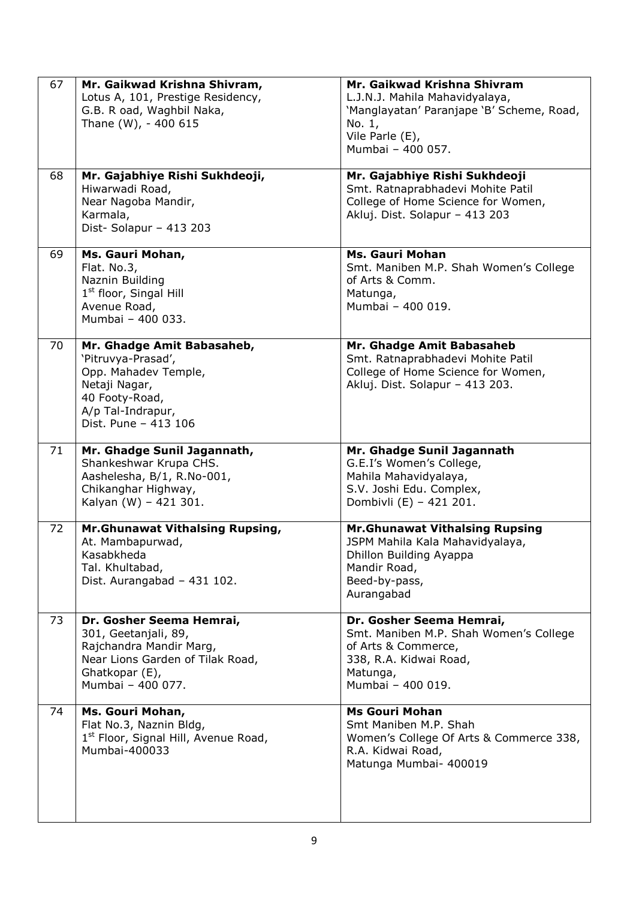| 67 | **Mr. Gaikwad Krishna Shivram,**<br>Lotus A, 101, Prestige Residency,<br>G.B. R oad, Waghbil Naka,<br>Thane (W), - 400 615 | **Mr. Gaikwad Krishna Shivram**<br>L.J.N.J. Mahila Mahavidyalaya,<br>'Manglayatan' Paranjape 'B' Scheme, Road,<br>No. 1,<br>Vile Parle (E),<br>Mumbai – 400 057. |
|---|---|---|
| 68 | **Mr. Gajabhiye Rishi Sukhdeoji,**<br>Hiwarwadi Road,<br>Near Nagoba Mandir,<br>Karmala,<br>Dist- Solapur – 413 203 | **Mr. Gajabhiye Rishi Sukhdeoji**<br>Smt. Ratnaprabhadevi Mohite Patil<br>College of Home Science for Women,<br>Akluj. Dist. Solapur – 413 203 |
| 69 | **Ms. Gauri Mohan,**<br>Flat. No.3,<br>Naznin Building<br>1st floor, Singal Hill<br>Avenue Road,<br>Mumbai – 400 033. | **Ms. Gauri Mohan**<br>Smt. Maniben M.P. Shah Women's College<br>of Arts & Comm.<br>Matunga,<br>Mumbai – 400 019. |
| 70 | **Mr. Ghadge Amit Babasaheb,**<br>'Pitruvya-Prasad',<br>Opp. Mahadev Temple,<br>Netaji Nagar,<br>40 Footy-Road,<br>A/p Tal-Indrapur,<br>Dist. Pune – 413 106 | **Mr. Ghadge Amit Babasaheb**<br>Smt. Ratnaprabhadevi Mohite Patil<br>College of Home Science for Women,<br>Akluj. Dist. Solapur – 413 203. |
| 71 | **Mr. Ghadge Sunil Jagannath,**<br>Shankeshwar Krupa CHS.<br>Aashelesha, B/1, R.No-001,<br>Chikanghar Highway,<br>Kalyan (W) – 421 301. | **Mr. Ghadge Sunil Jagannath**<br>G.E.I's Women's College,<br>Mahila Mahavidyalaya,<br>S.V. Joshi Edu. Complex,<br>Dombivli (E) – 421 201. |
| 72 | **Mr.Ghunawat Vithalsing Rupsing,**<br>At. Mambapurwad,<br>Kasabkheda<br>Tal. Khultabad,<br>Dist. Aurangabad – 431 102. | **Mr.Ghunawat Vithalsing Rupsing**<br>JSPM Mahila Kala Mahavidyalaya,<br>Dhillon Building Ayappa<br>Mandir Road,<br>Beed-by-pass,<br>Aurangabad |
| 73 | **Dr. Gosher Seema Hemrai,**<br>301, Geetanjali, 89,<br>Rajchandra Mandir Marg,<br>Near Lions Garden of Tilak Road,<br>Ghatkopar (E),<br>Mumbai – 400 077. | **Dr. Gosher Seema Hemrai,**<br>Smt. Maniben M.P. Shah Women's College<br>of Arts & Commerce,<br>338, R.A. Kidwai Road,<br>Matunga,<br>Mumbai – 400 019. |
| 74 | **Ms. Gouri Mohan,**<br>Flat No.3, Naznin Bldg,<br>1st Floor, Signal Hill, Avenue Road,<br>Mumbai-400033 | **Ms Gouri Mohan**<br>Smt Maniben M.P. Shah<br>Women's College Of Arts & Commerce 338,<br>R.A. Kidwai Road,<br>Matunga Mumbai- 400019 |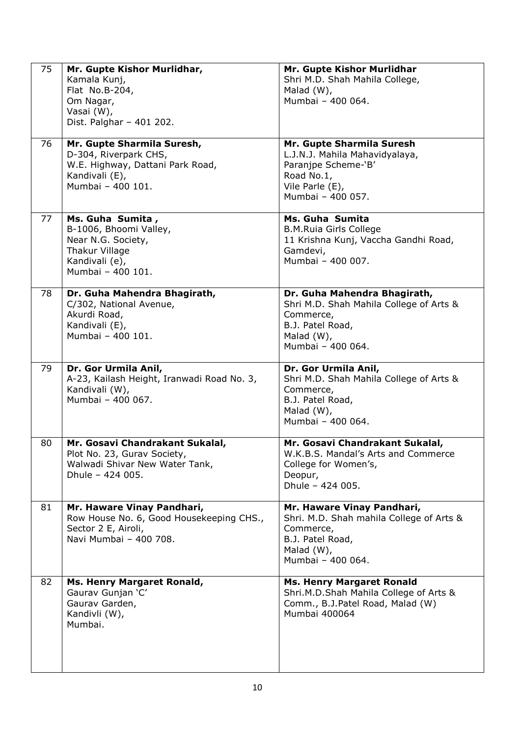| 75 | **Mr. Gupte Kishor Murlidhar,**<br>Kamala Kunj,<br>Flat No.B-204,<br>Om Nagar,<br>Vasai (W),<br>Dist. Palghar – 401 202. | **Mr. Gupte Kishor Murlidhar**<br>Shri M.D. Shah Mahila College,<br>Malad (W),<br>Mumbai – 400 064. |
|---|---|---|
| 76 | **Mr. Gupte Sharmila Suresh,**<br>D-304, Riverpark CHS,<br>W.E. Highway, Dattani Park Road,<br>Kandivali (E),<br>Mumbai – 400 101. | **Mr. Gupte Sharmila Suresh**<br>L.J.N.J. Mahila Mahavidyalaya,<br>Paranjpe Scheme-'B'<br>Road No.1,<br>Vile Parle (E),<br>Mumbai – 400 057. |
| 77 | **Ms. Guha Sumita ,**<br>B-1006, Bhoomi Valley,<br>Near N.G. Society,<br>Thakur Village<br>Kandivali (e),<br>Mumbai – 400 101. | **Ms. Guha Sumita**<br>B.M.Ruia Girls College<br>11 Krishna Kunj, Vaccha Gandhi Road,<br>Gamdevi,<br>Mumbai – 400 007. |
| 78 | **Dr. Guha Mahendra Bhagirath,**<br>C/302, National Avenue,<br>Akurdi Road,<br>Kandivali (E),<br>Mumbai – 400 101. | **Dr. Guha Mahendra Bhagirath,**<br>Shri M.D. Shah Mahila College of Arts &<br>Commerce,<br>B.J. Patel Road,<br>Malad (W),<br>Mumbai – 400 064. |
| 79 | **Dr. Gor Urmila Anil,**<br>A-23, Kailash Height, Iranwadi Road No. 3,<br>Kandivali (W),<br>Mumbai – 400 067. | **Dr. Gor Urmila Anil,**<br>Shri M.D. Shah Mahila College of Arts &<br>Commerce,<br>B.J. Patel Road,<br>Malad (W),<br>Mumbai – 400 064. |
| 80 | **Mr. Gosavi Chandrakant Sukalal,**<br>Plot No. 23, Gurav Society,<br>Walwadi Shivar New Water Tank,<br>Dhule – 424 005. | **Mr. Gosavi Chandrakant Sukalal,**<br>W.K.B.S. Mandal's Arts and Commerce<br>College for Women's,<br>Deopur,<br>Dhule – 424 005. |
| 81 | **Mr. Haware Vinay Pandhari,**<br>Row House No. 6, Good Housekeeping CHS.,<br>Sector 2 E, Airoli,<br>Navi Mumbai – 400 708. | **Mr. Haware Vinay Pandhari,**<br>Shri. M.D. Shah mahila College of Arts &<br>Commerce,<br>B.J. Patel Road,<br>Malad (W),<br>Mumbai – 400 064. |
| 82 | **Ms. Henry Margaret Ronald,**<br>Gaurav Gunjan 'C'<br>Gaurav Garden,<br>Kandivli (W),<br>Mumbai. | **Ms. Henry Margaret Ronald**<br>Shri.M.D.Shah Mahila College of Arts &<br>Comm., B.J.Patel Road, Malad (W)<br>Mumbai 400064 |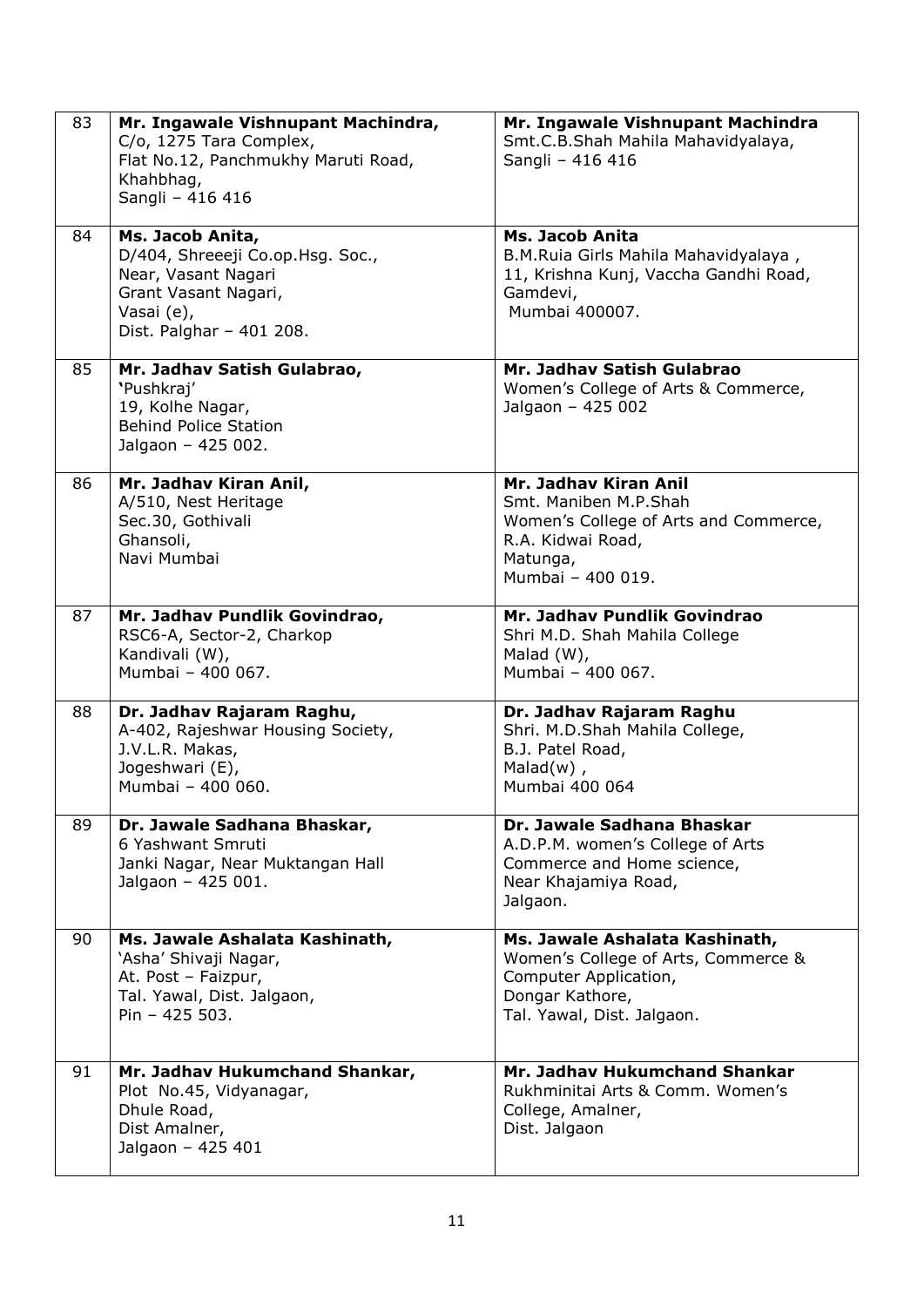| | | |
|---|---|---|
| 83 | **Mr. Ingawale Vishnupant Machindra,**<br>C/o, 1275 Tara Complex,<br>Flat No.12, Panchmukhy Maruti Road,<br>Khahbhag,<br>Sangli – 416 416 | **Mr. Ingawale Vishnupant Machindra**<br>Smt.C.B.Shah Mahila Mahavidyalaya,<br>Sangli – 416 416 |
| 84 | **Ms. Jacob Anita,**<br>D/404, Shreeeji Co.op.Hsg. Soc.,<br>Near, Vasant Nagari<br>Grant Vasant Nagari,<br>Vasai (e),<br>Dist. Palghar – 401 208. | **Ms. Jacob Anita**<br>B.M.Ruia Girls Mahila Mahavidyalaya ,<br>11, Krishna Kunj, Vaccha Gandhi Road,<br>Gamdevi,<br>Mumbai 400007. |
| 85 | **Mr. Jadhav Satish Gulabrao,**<br>'Pushkraj'<br>19, Kolhe Nagar,<br>Behind Police Station<br>Jalgaon – 425 002. | **Mr. Jadhav Satish Gulabrao**<br>Women's College of Arts & Commerce,<br>Jalgaon – 425 002 |
| 86 | **Mr. Jadhav Kiran Anil,**<br>A/510, Nest Heritage<br>Sec.30, Gothivali<br>Ghansoli,<br>Navi Mumbai | **Mr. Jadhav Kiran Anil**<br>Smt. Maniben M.P.Shah<br>Women's College of Arts and Commerce,<br>R.A. Kidwai Road,<br>Matunga,<br>Mumbai – 400 019. |
| 87 | **Mr. Jadhav Pundlik Govindrao,**<br>RSC6-A, Sector-2, Charkop<br>Kandivali (W),<br>Mumbai – 400 067. | **Mr. Jadhav Pundlik Govindrao**<br>Shri M.D. Shah Mahila College<br>Malad (W),<br>Mumbai – 400 067. |
| 88 | **Dr. Jadhav Rajaram Raghu,**<br>A-402, Rajeshwar Housing Society,<br>J.V.L.R. Makas,<br>Jogeshwari (E),<br>Mumbai – 400 060. | **Dr. Jadhav Rajaram Raghu**<br>Shri. M.D.Shah Mahila College,<br>B.J. Patel Road,<br>Malad(w) ,<br>Mumbai 400 064 |
| 89 | **Dr. Jawale Sadhana Bhaskar,**<br>6 Yashwant Smruti<br>Janki Nagar, Near Muktangan Hall<br>Jalgaon – 425 001. | **Dr. Jawale Sadhana Bhaskar**<br>A.D.P.M. women's College of Arts<br>Commerce and Home science,<br>Near Khajamiya Road,<br>Jalgaon. |
| 90 | **Ms. Jawale Ashalata Kashinath,**<br>'Asha' Shivaji Nagar,<br>At. Post – Faizpur,<br>Tal. Yawal, Dist. Jalgaon,<br>Pin – 425 503. | **Ms. Jawale Ashalata Kashinath,**<br>Women's College of Arts, Commerce &<br>Computer Application,<br>Dongar Kathore,<br>Tal. Yawal, Dist. Jalgaon. |
| 91 | **Mr. Jadhav Hukumchand Shankar,**<br>Plot No.45, Vidyanagar,<br>Dhule Road,<br>Dist Amalner,<br>Jalgaon – 425 401 | **Mr. Jadhav Hukumchand Shankar**<br>Rukhminitai Arts & Comm. Women's<br>College, Amalner,<br>Dist. Jalgaon |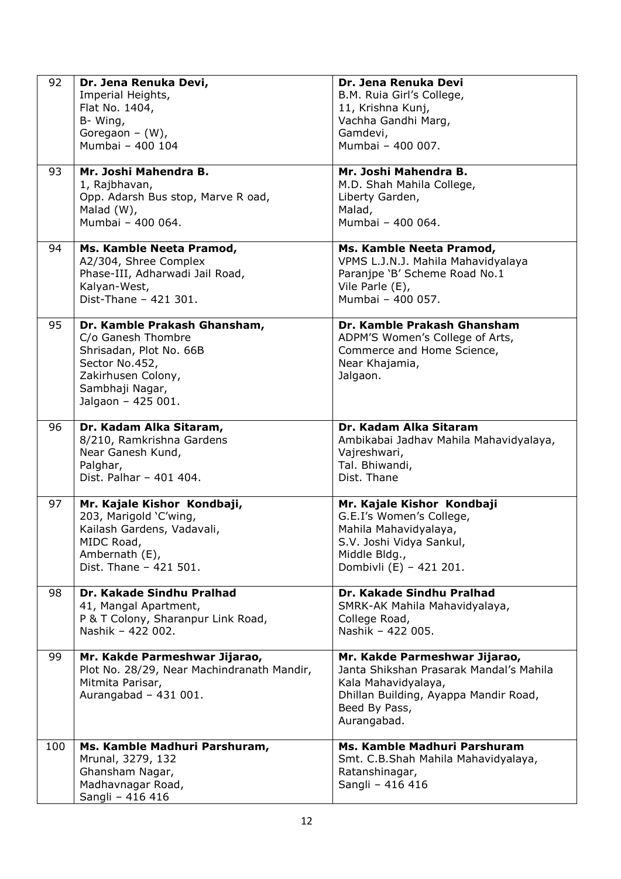| 92 | **Dr. Jena Renuka Devi,**<br>Imperial Heights,<br>Flat No. 1404,<br>B- Wing,<br>Goregaon – (W),<br>Mumbai – 400 104 | **Dr. Jena Renuka Devi**<br>B.M. Ruia Girl's College,<br>11, Krishna Kunj,<br>Vachha Gandhi Marg,<br>Gamdevi,<br>Mumbai – 400 007. |
|---|---|---|
| 93 | **Mr. Joshi Mahendra B.**<br>1, Rajbhavan,<br>Opp. Adarsh Bus stop, Marve R oad,<br>Malad (W),<br>Mumbai – 400 064. | **Mr. Joshi Mahendra B.**<br>M.D. Shah Mahila College,<br>Liberty Garden,<br>Malad,<br>Mumbai – 400 064. |
| 94 | **Ms. Kamble Neeta Pramod,**<br>A2/304, Shree Complex<br>Phase-III, Adharwadi Jail Road,<br>Kalyan-West,<br>Dist-Thane – 421 301. | **Ms. Kamble Neeta Pramod,**<br>VPMS L.J.N.J. Mahila Mahavidyalaya<br>Paranjpe 'B' Scheme Road No.1<br>Vile Parle (E),<br>Mumbai – 400 057. |
| 95 | **Dr. Kamble Prakash Ghansham,**<br>C/o Ganesh Thombre<br>Shrisadan, Plot No. 66B<br>Sector No.452,<br>Zakirhusen Colony,<br>Sambhaji Nagar,<br>Jalgaon – 425 001. | **Dr. Kamble Prakash Ghansham**<br>ADPM'S Women's College of Arts,<br>Commerce and Home Science,<br>Near Khajamia,<br>Jalgaon. |
| 96 | **Dr. Kadam Alka Sitaram,**<br>8/210, Ramkrishna Gardens<br>Near Ganesh Kund,<br>Palghar,<br>Dist. Palhar – 401 404. | **Dr. Kadam Alka Sitaram**<br>Ambikabai Jadhav Mahila Mahavidyalaya,<br>Vajreshwari,<br>Tal. Bhiwandi,<br>Dist. Thane |
| 97 | **Mr. Kajale Kishor Kondbaji,**<br>203, Marigold 'C'wing,<br>Kailash Gardens, Vadavali,<br>MIDC Road,<br>Ambernath (E),<br>Dist. Thane – 421 501. | **Mr. Kajale Kishor Kondbaji**<br>G.E.I's Women's College,<br>Mahila Mahavidyalaya,<br>S.V. Joshi Vidya Sankul,<br>Middle Bldg.,<br>Dombivli (E) – 421 201. |
| 98 | **Dr. Kakade Sindhu Pralhad**<br>41, Mangal Apartment,<br>P & T Colony, Sharanpur Link Road,<br>Nashik – 422 002. | **Dr. Kakade Sindhu Pralhad**<br>SMRK-AK Mahila Mahavidyalaya,<br>College Road,<br>Nashik – 422 005. |
| 99 | **Mr. Kakde Parmeshwar Jijarao,**<br>Plot No. 28/29, Near Machindranath Mandir,<br>Mitmita Parisar,<br>Aurangabad – 431 001. | **Mr. Kakde Parmeshwar Jijarao,**<br>Janta Shikshan Prasarak Mandal's Mahila<br>Kala Mahavidyalaya,<br>Dhillan Building, Ayappa Mandir Road,<br>Beed By Pass,<br>Aurangabad. |
| 100 | **Ms. Kamble Madhuri Parshuram,**<br>Mrunal, 3279, 132<br>Ghansham Nagar,<br>Madhavnagar Road,<br>Sangli – 416 416 | **Ms. Kamble Madhuri Parshuram**<br>Smt. C.B.Shah Mahila Mahavidyalaya,<br>Ratanshinagar,<br>Sangli – 416 416 |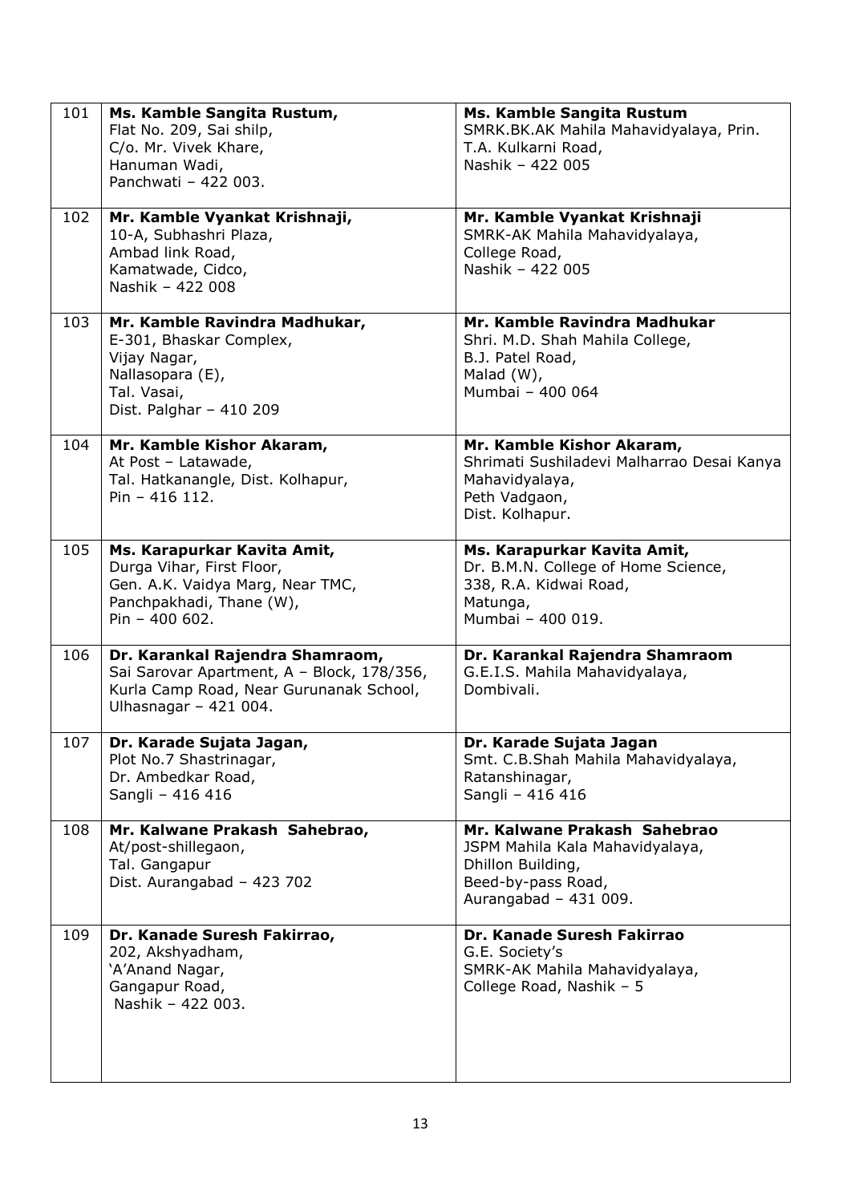| | | |
|---|---|---|
| 101 | **Ms. Kamble Sangita Rustum,**<br>Flat No. 209, Sai shilp,<br>C/o. Mr. Vivek Khare,<br>Hanuman Wadi,<br>Panchwati – 422 003. | **Ms. Kamble Sangita Rustum**<br>SMRK.BK.AK Mahila Mahavidyalaya, Prin. T.A. Kulkarni Road,<br>Nashik – 422 005 |
| 102 | **Mr. Kamble Vyankat Krishnaji,**<br>10-A, Subhashri Plaza,<br>Ambad link Road,<br>Kamatwade, Cidco,<br>Nashik – 422 008 | **Mr. Kamble Vyankat Krishnaji**<br>SMRK-AK Mahila Mahavidyalaya,<br>College Road,<br>Nashik – 422 005 |
| 103 | **Mr. Kamble Ravindra Madhukar,**<br>E-301, Bhaskar Complex,<br>Vijay Nagar,<br>Nallasopara (E),<br>Tal. Vasai,<br>Dist. Palghar – 410 209 | **Mr. Kamble Ravindra Madhukar**<br>Shri. M.D. Shah Mahila College,<br>B.J. Patel Road,<br>Malad (W),<br>Mumbai – 400 064 |
| 104 | **Mr. Kamble Kishor Akaram,**<br>At Post – Latawade,<br>Tal. Hatkanangle, Dist. Kolhapur,<br>Pin – 416 112. | **Mr. Kamble Kishor Akaram,**<br>Shrimati Sushiladevi Malharrao Desai Kanya Mahavidyalaya,<br>Peth Vadgaon,<br>Dist. Kolhapur. |
| 105 | **Ms. Karapurkar Kavita Amit,**<br>Durga Vihar, First Floor,<br>Gen. A.K. Vaidya Marg, Near TMC,<br>Panchpakhadi, Thane (W),<br>Pin – 400 602. | **Ms. Karapurkar Kavita Amit,**<br>Dr. B.M.N. College of Home Science,<br>338, R.A. Kidwai Road,<br>Matunga,<br>Mumbai – 400 019. |
| 106 | **Dr. Karankal Rajendra Shamraom,**<br>Sai Sarovar Apartment, A – Block, 178/356,<br>Kurla Camp Road, Near Gurunanak School,<br>Ulhasnagar – 421 004. | **Dr. Karankal Rajendra Shamraom**<br>G.E.I.S. Mahila Mahavidyalaya,<br>Dombivali. |
| 107 | **Dr. Karade Sujata Jagan,**<br>Plot No.7 Shastrinagar,<br>Dr. Ambedkar Road,<br>Sangli – 416 416 | **Dr. Karade Sujata Jagan**<br>Smt. C.B.Shah Mahila Mahavidyalaya,<br>Ratanshinagar,<br>Sangli – 416 416 |
| 108 | **Mr. Kalwane Prakash Sahebrao,**<br>At/post-shillegaon,<br>Tal. Gangapur<br>Dist. Aurangabad – 423 702 | **Mr. Kalwane Prakash Sahebrao**<br>JSPM Mahila Kala Mahavidyalaya,<br>Dhillon Building,<br>Beed-by-pass Road,<br>Aurangabad – 431 009. |
| 109 | **Dr. Kanade Suresh Fakirrao,**<br>202, Akshyadham,<br>'A'Anand Nagar,<br>Gangapur Road,<br>Nashik – 422 003. | **Dr. Kanade Suresh Fakirrao**<br>G.E. Society's<br>SMRK-AK Mahila Mahavidyalaya,<br>College Road, Nashik – 5 |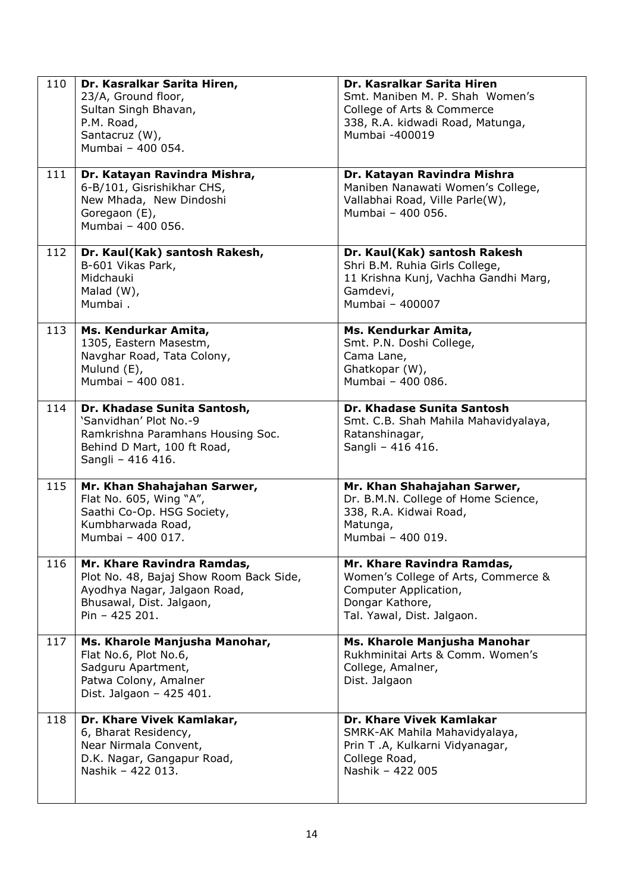| | | |
|---|---|---|
| 110 | **Dr. Kasralkar Sarita Hiren,**<br>23/A, Ground floor,<br>Sultan Singh Bhavan,<br>P.M. Road,<br>Santacruz (W),<br>Mumbai – 400 054. | **Dr. Kasralkar Sarita Hiren**<br>Smt. Maniben M. P. Shah Women's College of Arts & Commerce<br>338, R.A. kidwadi Road, Matunga,<br>Mumbai -400019 |
| 111 | **Dr. Katayan Ravindra Mishra,**<br>6-B/101, Gisrishikhar CHS,<br>New Mhada, New Dindoshi<br>Goregaon (E),<br>Mumbai – 400 056. | **Dr. Katayan Ravindra Mishra**<br>Maniben Nanawati Women's College,<br>Vallabhai Road, Ville Parle(W),<br>Mumbai – 400 056. |
| 112 | **Dr. Kaul(Kak) santosh Rakesh,**<br>B-601 Vikas Park,<br>Midchauki<br>Malad (W),<br>Mumbai . | **Dr. Kaul(Kak) santosh Rakesh**<br>Shri B.M. Ruhia Girls College,<br>11 Krishna Kunj, Vachha Gandhi Marg,<br>Gamdevi,<br>Mumbai – 400007 |
| 113 | **Ms. Kendurkar Amita,**<br>1305, Eastern Masestm,<br>Navghar Road, Tata Colony,<br>Mulund (E),<br>Mumbai – 400 081. | **Ms. Kendurkar Amita,**<br>Smt. P.N. Doshi College,<br>Cama Lane,<br>Ghatkopar (W),<br>Mumbai – 400 086. |
| 114 | **Dr. Khadase Sunita Santosh,**<br>'Sanvidhan' Plot No.-9<br>Ramkrishna Paramhans Housing Soc.<br>Behind D Mart, 100 ft Road,<br>Sangli – 416 416. | **Dr. Khadase Sunita Santosh**<br>Smt. C.B. Shah Mahila Mahavidyalaya,<br>Ratanshinagar,<br>Sangli – 416 416. |
| 115 | **Mr. Khan Shahajahan Sarwer,**<br>Flat No. 605, Wing "A",<br>Saathi Co-Op. HSG Society,<br>Kumbharwada Road,<br>Mumbai – 400 017. | **Mr. Khan Shahajahan Sarwer,**<br>Dr. B.M.N. College of Home Science,<br>338, R.A. Kidwai Road,<br>Matunga,<br>Mumbai – 400 019. |
| 116 | **Mr. Khare Ravindra Ramdas,**<br>Plot No. 48, Bajaj Show Room Back Side,<br>Ayodhya Nagar, Jalgaon Road,<br>Bhusawal, Dist. Jalgaon,<br>Pin – 425 201. | **Mr. Khare Ravindra Ramdas,**<br>Women's College of Arts, Commerce & Computer Application,<br>Dongar Kathore,<br>Tal. Yawal, Dist. Jalgaon. |
| 117 | **Ms. Kharole Manjusha Manohar,**<br>Flat No.6, Plot No.6,<br>Sadguru Apartment,<br>Patwa Colony, Amalner<br>Dist. Jalgaon – 425 401. | **Ms. Kharole Manjusha Manohar**<br>Rukhminitai Arts & Comm. Women's College, Amalner,<br>Dist. Jalgaon |
| 118 | **Dr. Khare Vivek Kamlakar,**<br>6, Bharat Residency,<br>Near Nirmala Convent,<br>D.K. Nagar, Gangapur Road,<br>Nashik – 422 013. | **Dr. Khare Vivek Kamlakar**<br>SMRK-AK Mahila Mahavidyalaya,<br>Prin T .A, Kulkarni Vidyanagar,<br>College Road,<br>Nashik – 422 005 |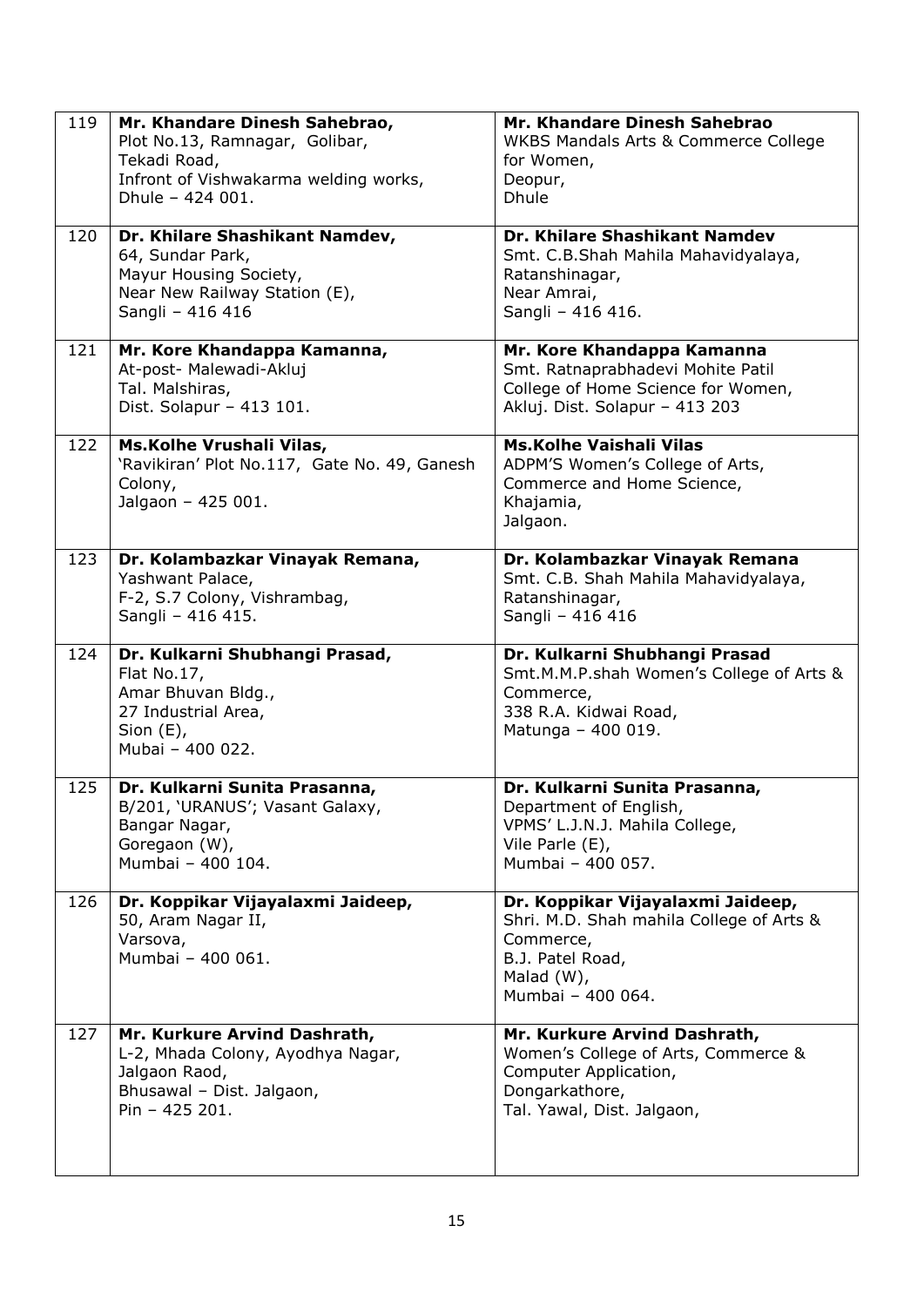| 119 | **Mr. Khandare Dinesh Sahebrao,**<br>Plot No.13, Ramnagar, Golibar,<br>Tekadi Road,<br>Infront of Vishwakarma welding works,<br>Dhule – 424 001. | **Mr. Khandare Dinesh Sahebrao**<br>WKBS Mandals Arts & Commerce College for Women,<br>Deopur,<br>Dhule |
|---|---|---|
| 120 | **Dr. Khilare Shashikant Namdev,**<br>64, Sundar Park,<br>Mayur Housing Society,<br>Near New Railway Station (E),<br>Sangli – 416 416 | **Dr. Khilare Shashikant Namdev**<br>Smt. C.B.Shah Mahila Mahavidyalaya,<br>Ratanshinagar,<br>Near Amrai,<br>Sangli – 416 416. |
| 121 | **Mr. Kore Khandappa Kamanna,**<br>At-post- Malewadi-Akluj<br>Tal. Malshiras,<br>Dist. Solapur – 413 101. | **Mr. Kore Khandappa Kamanna**<br>Smt. Ratnaprabhadevi Mohite Patil College of Home Science for Women,<br>Akluj. Dist. Solapur – 413 203 |
| 122 | **Ms.Kolhe Vrushali Vilas,**<br>'Ravikiran' Plot No.117, Gate No. 49, Ganesh Colony,<br>Jalgaon – 425 001. | **Ms.Kolhe Vaishali Vilas**<br>ADPM'S Women's College of Arts, Commerce and Home Science,<br>Khajamia,<br>Jalgaon. |
| 123 | **Dr. Kolambazkar Vinayak Remana,**<br>Yashwant Palace,<br>F-2, S.7 Colony, Vishrambag,<br>Sangli – 416 415. | **Dr. Kolambazkar Vinayak Remana**<br>Smt. C.B. Shah Mahila Mahavidyalaya,<br>Ratanshinagar,<br>Sangli – 416 416 |
| 124 | **Dr. Kulkarni Shubhangi Prasad,**<br>Flat No.17,<br>Amar Bhuvan Bldg.,<br>27 Industrial Area,<br>Sion (E),<br>Mubai – 400 022. | **Dr. Kulkarni Shubhangi Prasad**<br>Smt.M.M.P.shah Women's College of Arts & Commerce,<br>338 R.A. Kidwai Road,<br>Matunga – 400 019. |
| 125 | **Dr. Kulkarni Sunita Prasanna,**<br>B/201, 'URANUS'; Vasant Galaxy,<br>Bangar Nagar,<br>Goregaon (W),<br>Mumbai – 400 104. | **Dr. Kulkarni Sunita Prasanna,**<br>Department of English,<br>VPMS' L.J.N.J. Mahila College,<br>Vile Parle (E),<br>Mumbai – 400 057. |
| 126 | **Dr. Koppikar Vijayalaxmi Jaideep,**<br>50, Aram Nagar II,<br>Varsova,<br>Mumbai – 400 061. | **Dr. Koppikar Vijayalaxmi Jaideep,**<br>Shri. M.D. Shah mahila College of Arts & Commerce,<br>B.J. Patel Road,<br>Malad (W),<br>Mumbai – 400 064. |
| 127 | **Mr. Kurkure Arvind Dashrath,**<br>L-2, Mhada Colony, Ayodhya Nagar,<br>Jalgaon Raod,<br>Bhusawal – Dist. Jalgaon,<br>Pin – 425 201. | **Mr. Kurkure Arvind Dashrath,**<br>Women's College of Arts, Commerce & Computer Application,<br>Dongarkathore,<br>Tal. Yawal, Dist. Jalgaon, |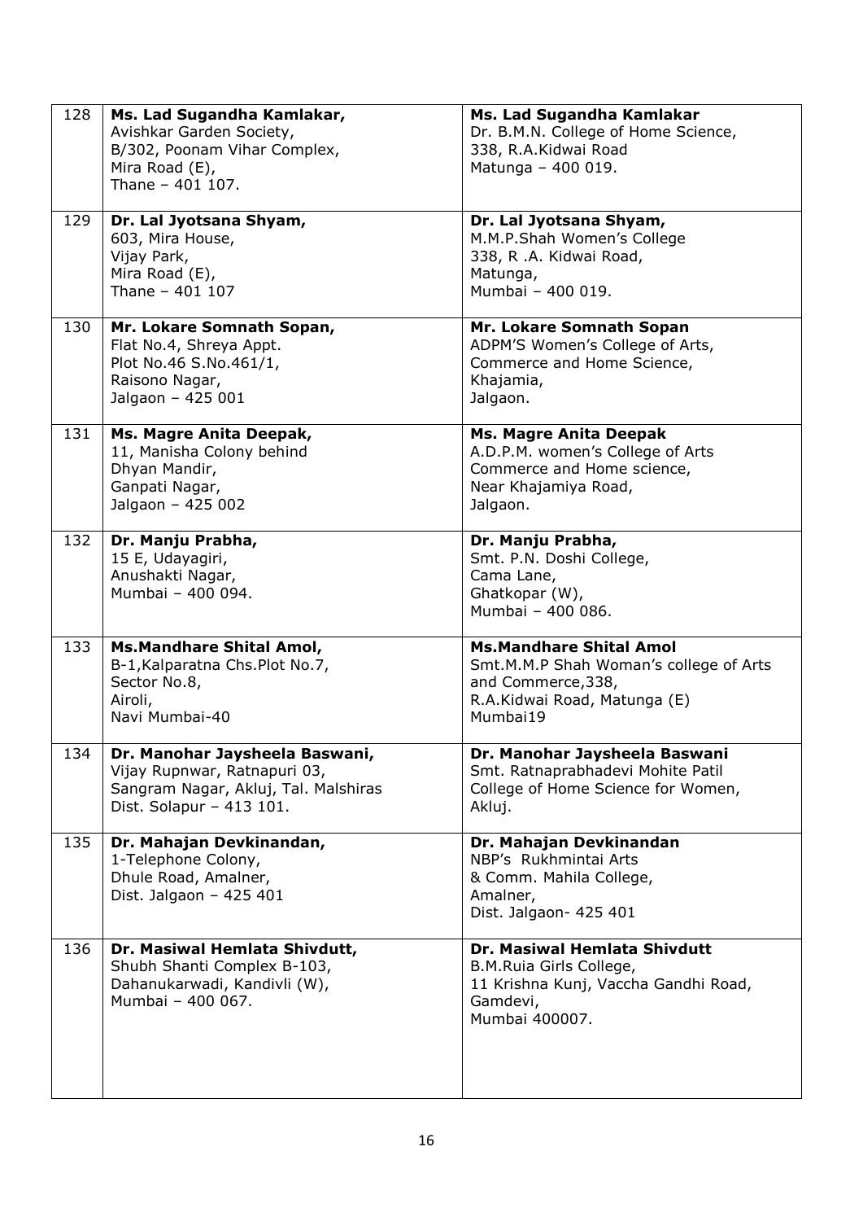| | | |
|---|---|---|
| 128 | **Ms. Lad Sugandha Kamlakar,**<br>Avishkar Garden Society,<br>B/302, Poonam Vihar Complex,<br>Mira Road (E),<br>Thane – 401 107. | **Ms. Lad Sugandha Kamlakar**<br>Dr. B.M.N. College of Home Science,<br>338, R.A.Kidwai Road<br>Matunga – 400 019. |
| 129 | **Dr. Lal Jyotsana Shyam,**<br>603, Mira House,<br>Vijay Park,<br>Mira Road (E),<br>Thane – 401 107 | **Dr. Lal Jyotsana Shyam,**<br>M.M.P.Shah Women's College<br>338, R .A. Kidwai Road,<br>Matunga,<br>Mumbai – 400 019. |
| 130 | **Mr. Lokare Somnath Sopan,**<br>Flat No.4, Shreya Appt.<br>Plot No.46 S.No.461/1,<br>Raisono Nagar,<br>Jalgaon – 425 001 | **Mr. Lokare Somnath Sopan**<br>ADPM'S Women's College of Arts,<br>Commerce and Home Science,<br>Khajamia,<br>Jalgaon. |
| 131 | **Ms. Magre Anita Deepak,**<br>11, Manisha Colony behind<br>Dhyan Mandir,<br>Ganpati Nagar,<br>Jalgaon – 425 002 | **Ms. Magre Anita Deepak**<br>A.D.P.M. women's College of Arts<br>Commerce and Home science,<br>Near Khajamiya Road,<br>Jalgaon. |
| 132 | **Dr. Manju Prabha,**<br>15 E, Udayagiri,<br>Anushakti Nagar,<br>Mumbai – 400 094. | **Dr. Manju Prabha,**<br>Smt. P.N. Doshi College,<br>Cama Lane,<br>Ghatkopar (W),<br>Mumbai – 400 086. |
| 133 | **Ms.Mandhare Shital Amol,**<br>B-1,Kalparatna Chs.Plot No.7,<br>Sector No.8,<br>Airoli,<br>Navi Mumbai-40 | **Ms.Mandhare Shital Amol**<br>Smt.M.M.P Shah Woman's college of Arts and Commerce,338,<br>R.A.Kidwai Road, Matunga (E)<br>Mumbai19 |
| 134 | **Dr. Manohar Jaysheela Baswani,**<br>Vijay Rupnwar, Ratnapuri 03,<br>Sangram Nagar, Akluj, Tal. Malshiras<br>Dist. Solapur – 413 101. | **Dr. Manohar Jaysheela Baswani**<br>Smt. Ratnaprabhadevi Mohite Patil<br>College of Home Science for Women,<br>Akluj. |
| 135 | **Dr. Mahajan Devkinandan,**<br>1-Telephone Colony,<br>Dhule Road, Amalner,<br>Dist. Jalgaon – 425 401 | **Dr. Mahajan Devkinandan**<br>NBP's Rukhmintai Arts<br>& Comm. Mahila College,<br>Amalner,<br>Dist. Jalgaon- 425 401 |
| 136 | **Dr. Masiwal Hemlata Shivdutt,**<br>Shubh Shanti Complex B-103,<br>Dahanukarwadi, Kandivli (W),<br>Mumbai – 400 067. | **Dr. Masiwal Hemlata Shivdutt**<br>B.M.Ruia Girls College,<br>11 Krishna Kunj, Vaccha Gandhi Road,<br>Gamdevi,<br>Mumbai 400007. |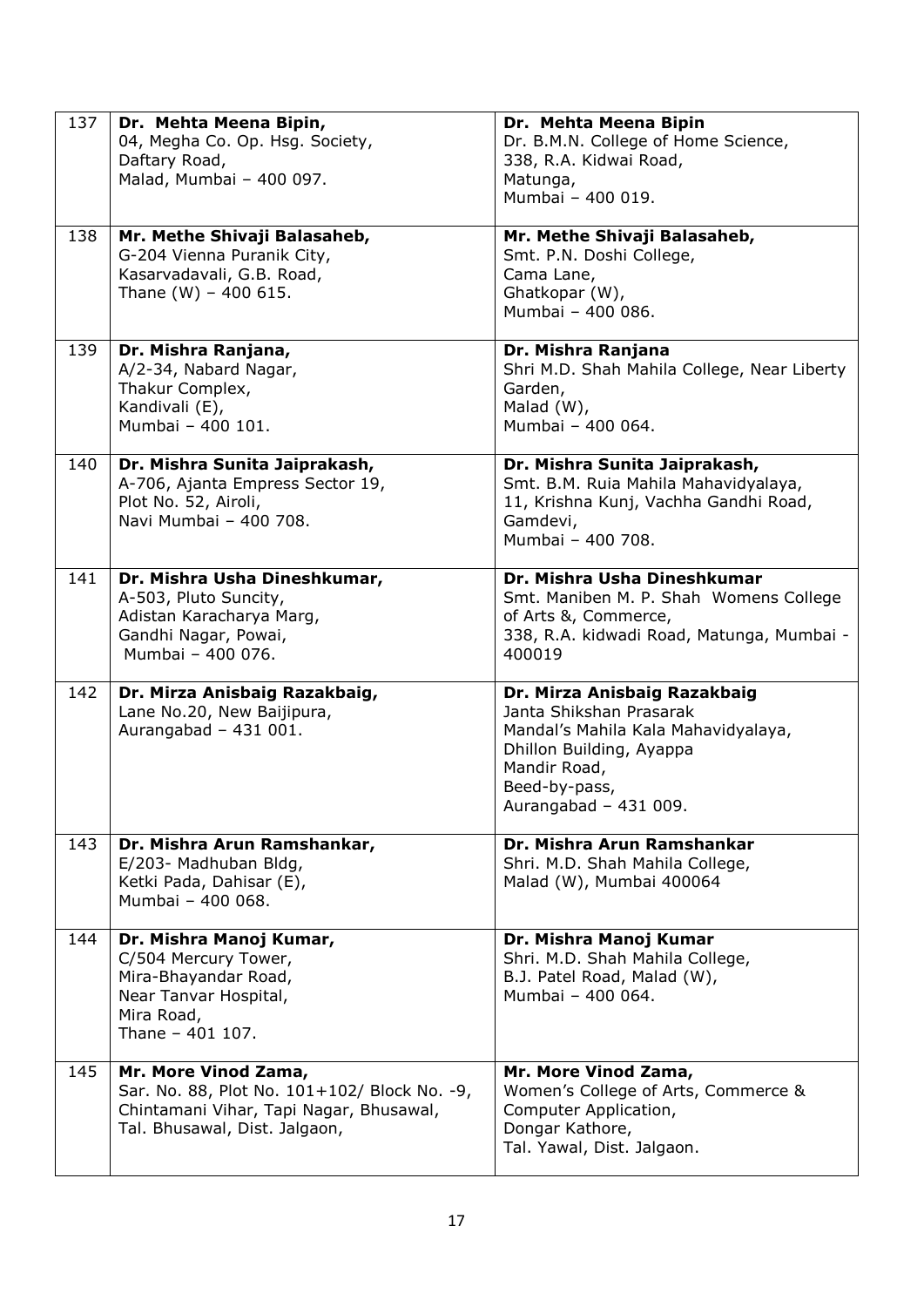| | | |
|---|---|---|
| 137 | **Dr. Mehta Meena Bipin,**<br>04, Megha Co. Op. Hsg. Society,<br>Daftary Road,<br>Malad, Mumbai – 400 097. | **Dr. Mehta Meena Bipin**<br>Dr. B.M.N. College of Home Science,<br>338, R.A. Kidwai Road,<br>Matunga,<br>Mumbai – 400 019. |
| 138 | **Mr. Methe Shivaji Balasaheb,**<br>G-204 Vienna Puranik City,<br>Kasarvadavali, G.B. Road,<br>Thane (W) – 400 615. | **Mr. Methe Shivaji Balasaheb,**<br>Smt. P.N. Doshi College,<br>Cama Lane,<br>Ghatkopar (W),<br>Mumbai – 400 086. |
| 139 | **Dr. Mishra Ranjana,**<br>A/2-34, Nabard Nagar,<br>Thakur Complex,<br>Kandivali (E),<br>Mumbai – 400 101. | **Dr. Mishra Ranjana**<br>Shri M.D. Shah Mahila College, Near Liberty Garden,<br>Malad (W),<br>Mumbai – 400 064. |
| 140 | **Dr. Mishra Sunita Jaiprakash,**<br>A-706, Ajanta Empress Sector 19,<br>Plot No. 52, Airoli,<br>Navi Mumbai – 400 708. | **Dr. Mishra Sunita Jaiprakash,**<br>Smt. B.M. Ruia Mahila Mahavidyalaya,<br>11, Krishna Kunj, Vachha Gandhi Road,<br>Gamdevi,<br>Mumbai – 400 708. |
| 141 | **Dr. Mishra Usha Dineshkumar,**<br>A-503, Pluto Suncity,<br>Adistan Karacharya Marg,<br>Gandhi Nagar, Powai,<br>Mumbai – 400 076. | **Dr. Mishra Usha Dineshkumar**<br>Smt. Maniben M. P. Shah Womens College of Arts &, Commerce,<br>338, R.A. kidwadi Road, Matunga, Mumbai - 400019 |
| 142 | **Dr. Mirza Anisbaig Razakbaig,**<br>Lane No.20, New Baijipura,<br>Aurangabad – 431 001. | **Dr. Mirza Anisbaig Razakbaig**<br>Janta Shikshan Prasarak<br>Mandal's Mahila Kala Mahavidyalaya,<br>Dhillon Building, Ayappa<br>Mandir Road,<br>Beed-by-pass,<br>Aurangabad – 431 009. |
| 143 | **Dr. Mishra Arun Ramshankar,**<br>E/203- Madhuban Bldg,<br>Ketki Pada, Dahisar (E),<br>Mumbai – 400 068. | **Dr. Mishra Arun Ramshankar**<br>Shri. M.D. Shah Mahila College,<br>Malad (W), Mumbai 400064 |
| 144 | **Dr. Mishra Manoj Kumar,**<br>C/504 Mercury Tower,<br>Mira-Bhayandar Road,<br>Near Tanvar Hospital,<br>Mira Road,<br>Thane – 401 107. | **Dr. Mishra Manoj Kumar**<br>Shri. M.D. Shah Mahila College,<br>B.J. Patel Road, Malad (W),<br>Mumbai – 400 064. |
| 145 | **Mr. More Vinod Zama,**<br>Sar. No. 88, Plot No. 101+102/ Block No. -9,<br>Chintamani Vihar, Tapi Nagar, Bhusawal,<br>Tal. Bhusawal, Dist. Jalgaon, | **Mr. More Vinod Zama,**<br>Women's College of Arts, Commerce & Computer Application,<br>Dongar Kathore,<br>Tal. Yawal, Dist. Jalgaon. |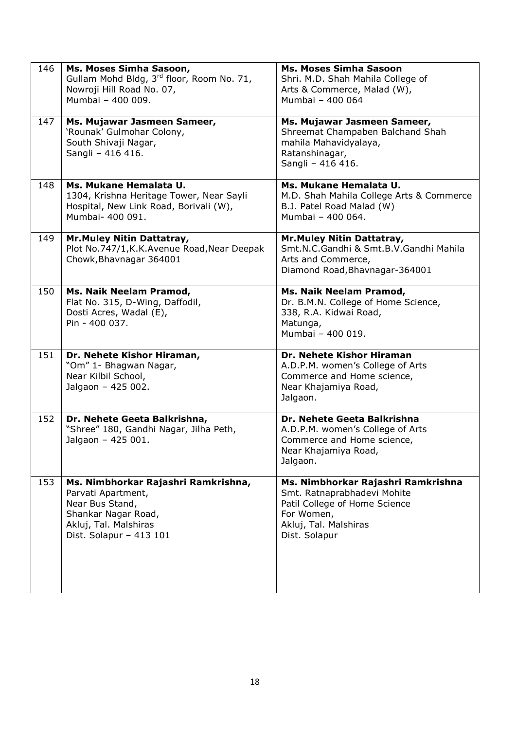| | | |
|---|---|---|
| 146 | **Ms. Moses Simha Sasoon,**<br>Gullam Mohd Bldg, 3rd floor, Room No. 71,<br>Nowroji Hill Road No. 07,<br>Mumbai – 400 009. | **Ms. Moses Simha Sasoon**<br>Shri. M.D. Shah Mahila College of<br>Arts & Commerce, Malad (W),<br>Mumbai – 400 064 |
| 147 | **Ms. Mujawar Jasmeen Sameer,**<br>'Rounak' Gulmohar Colony,<br>South Shivaji Nagar,<br>Sangli – 416 416. | **Ms. Mujawar Jasmeen Sameer,**<br>Shreemat Champaben Balchand Shah<br>mahila Mahavidyalaya,<br>Ratanshinagar,<br>Sangli – 416 416. |
| 148 | **Ms. Mukane Hemalata U.**<br>1304, Krishna Heritage Tower, Near Sayli<br>Hospital, New Link Road, Borivali (W),<br>Mumbai- 400 091. | **Ms. Mukane Hemalata U.**<br>M.D. Shah Mahila College Arts & Commerce<br>B.J. Patel Road Malad (W)<br>Mumbai – 400 064. |
| 149 | **Mr.Muley Nitin Dattatray,**<br>Plot No.747/1,K.K.Avenue Road,Near Deepak<br>Chowk,Bhavnagar 364001 | **Mr.Muley Nitin Dattatray,**<br>Smt.N.C.Gandhi & Smt.B.V.Gandhi Mahila<br>Arts and Commerce,<br>Diamond Road,Bhavnagar-364001 |
| 150 | **Ms. Naik Neelam Pramod,**<br>Flat No. 315, D-Wing, Daffodil,<br>Dosti Acres, Wadal (E),<br>Pin - 400 037. | **Ms. Naik Neelam Pramod,**<br>Dr. B.M.N. College of Home Science,<br>338, R.A. Kidwai Road,<br>Matunga,<br>Mumbai – 400 019. |
| 151 | **Dr. Nehete Kishor Hiraman,**<br>"Om" 1- Bhagwan Nagar,<br>Near Kilbil School,<br>Jalgaon – 425 002. | **Dr. Nehete Kishor Hiraman**<br>A.D.P.M. women's College of Arts<br>Commerce and Home science,<br>Near Khajamiya Road,<br>Jalgaon. |
| 152 | **Dr. Nehete Geeta Balkrishna,**<br>"Shree" 180, Gandhi Nagar, Jilha Peth,<br>Jalgaon – 425 001. | **Dr. Nehete Geeta Balkrishna**<br>A.D.P.M. women's College of Arts<br>Commerce and Home science,<br>Near Khajamiya Road,<br>Jalgaon. |
| 153 | **Ms. Nimbhorkar Rajashri Ramkrishna,**<br>Parvati Apartment,<br>Near Bus Stand,<br>Shankar Nagar Road,<br>Akluj, Tal. Malshiras<br>Dist. Solapur – 413 101 | **Ms. Nimbhorkar Rajashri Ramkrishna**<br>Smt. Ratnaprabhadevi Mohite<br>Patil College of Home Science<br>For Women,<br>Akluj, Tal. Malshiras<br>Dist. Solapur |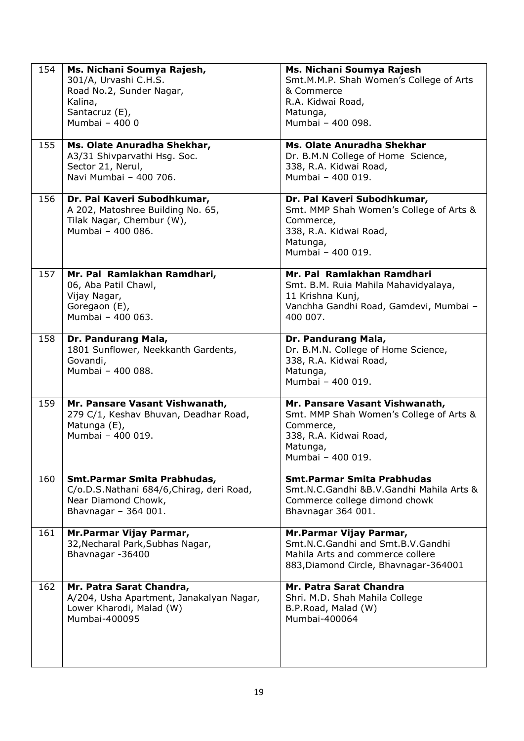| | | |
|---|---|---|
| 154 | **Ms. Nichani Soumya Rajesh,**<br>301/A, Urvashi C.H.S.<br>Road No.2, Sunder Nagar,<br>Kalina,<br>Santacruz (E),<br>Mumbai – 400 0 | **Ms. Nichani Soumya Rajesh**<br>Smt.M.M.P. Shah Women's College of Arts & Commerce<br>R.A. Kidwai Road,<br>Matunga,<br>Mumbai – 400 098. |
| 155 | **Ms. Olate Anuradha Shekhar,**<br>A3/31 Shivparvathi Hsg. Soc.<br>Sector 21, Nerul,<br>Navi Mumbai – 400 706. | **Ms. Olate Anuradha Shekhar**<br>Dr. B.M.N College of Home Science,<br>338, R.A. Kidwai Road,<br>Mumbai – 400 019. |
| 156 | **Dr. Pal Kaveri Subodhkumar,**<br>A 202, Matoshree Building No. 65,<br>Tilak Nagar, Chembur (W),<br>Mumbai – 400 086. | **Dr. Pal Kaveri Subodhkumar,**<br>Smt. MMP Shah Women's College of Arts & Commerce,<br>338, R.A. Kidwai Road,<br>Matunga,<br>Mumbai – 400 019. |
| 157 | **Mr. Pal Ramlakhan Ramdhari,**<br>06, Aba Patil Chawl,<br>Vijay Nagar,<br>Goregaon (E),<br>Mumbai – 400 063. | **Mr. Pal Ramlakhan Ramdhari**<br>Smt. B.M. Ruia Mahila Mahavidyalaya,<br>11 Krishna Kunj,<br>Vanchha Gandhi Road, Gamdevi, Mumbai – 400 007. |
| 158 | **Dr. Pandurang Mala,**<br>1801 Sunflower, Neekkanth Gardents,<br>Govandi,<br>Mumbai – 400 088. | **Dr. Pandurang Mala,**<br>Dr. B.M.N. College of Home Science,<br>338, R.A. Kidwai Road,<br>Matunga,<br>Mumbai – 400 019. |
| 159 | **Mr. Pansare Vasant Vishwanath,**<br>279 C/1, Keshav Bhuvan, Deadhar Road,<br>Matunga (E),<br>Mumbai – 400 019. | **Mr. Pansare Vasant Vishwanath,**<br>Smt. MMP Shah Women's College of Arts & Commerce,<br>338, R.A. Kidwai Road,<br>Matunga,<br>Mumbai – 400 019. |
| 160 | **Smt.Parmar Smita Prabhudas,**<br>C/o.D.S.Nathani 684/6,Chirag, deri Road,<br>Near Diamond Chowk,<br>Bhavnagar – 364 001. | **Smt.Parmar Smita Prabhudas**<br>Smt.N.C.Gandhi &B.V.Gandhi Mahila Arts & Commerce college dimond chowk<br>Bhavnagar 364 001. |
| 161 | **Mr.Parmar Vijay Parmar,**<br>32,Necharal Park,Subhas Nagar,<br>Bhavnagar -36400 | **Mr.Parmar Vijay Parmar,**<br>Smt.N.C.Gandhi and Smt.B.V.Gandhi Mahila Arts and commerce collere<br>883,Diamond Circle, Bhavnagar-364001 |
| 162 | **Mr. Patra Sarat Chandra,**<br>A/204, Usha Apartment, Janakalyan Nagar,<br>Lower Kharodi, Malad (W)<br>Mumbai-400095 | **Mr. Patra Sarat Chandra**<br>Shri. M.D. Shah Mahila College<br>B.P.Road, Malad (W)<br>Mumbai-400064 |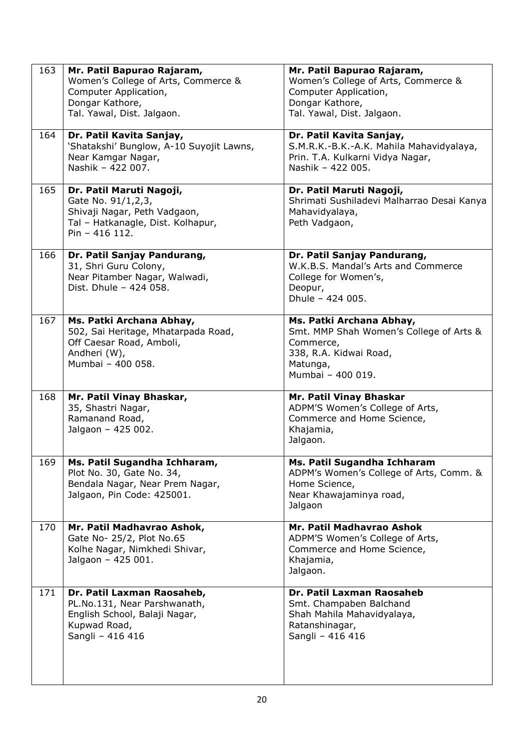| 163 | **Mr. Patil Bapurao Rajaram,**<br>Women's College of Arts, Commerce &<br>Computer Application,<br>Dongar Kathore,<br>Tal. Yawal, Dist. Jalgaon. | **Mr. Patil Bapurao Rajaram,**<br>Women's College of Arts, Commerce &<br>Computer Application,<br>Dongar Kathore,<br>Tal. Yawal, Dist. Jalgaon. |
|---|---|---|
| 164 | **Dr. Patil Kavita Sanjay,**<br>'Shatakshi' Bunglow, A-10 Suyojit Lawns,<br>Near Kamgar Nagar,<br>Nashik – 422 007. | **Dr. Patil Kavita Sanjay,**<br>S.M.R.K.-B.K.-A.K. Mahila Mahavidyalaya,<br>Prin. T.A. Kulkarni Vidya Nagar,<br>Nashik – 422 005. |
| 165 | **Dr. Patil Maruti Nagoji,**<br>Gate No. 91/1,2,3,<br>Shivaji Nagar, Peth Vadgaon,<br>Tal – Hatkanagle, Dist. Kolhapur,<br>Pin – 416 112. | **Dr. Patil Maruti Nagoji,**<br>Shrimati Sushiladevi Malharrao Desai Kanya<br>Mahavidyalaya,<br>Peth Vadgaon, |
| 166 | **Dr. Patil Sanjay Pandurang,**<br>31, Shri Guru Colony,<br>Near Pitamber Nagar, Walwadi,<br>Dist. Dhule – 424 058. | **Dr. Patil Sanjay Pandurang,**<br>W.K.B.S. Mandal's Arts and Commerce<br>College for Women's,<br>Deopur,<br>Dhule – 424 005. |
| 167 | **Ms. Patki Archana Abhay,**<br>502, Sai Heritage, Mhatarpada Road,<br>Off Caesar Road, Amboli,<br>Andheri (W),<br>Mumbai – 400 058. | **Ms. Patki Archana Abhay,**<br>Smt. MMP Shah Women's College of Arts &<br>Commerce,<br>338, R.A. Kidwai Road,<br>Matunga,<br>Mumbai – 400 019. |
| 168 | **Mr. Patil Vinay Bhaskar,**<br>35, Shastri Nagar,<br>Ramanand Road,<br>Jalgaon – 425 002. | **Mr. Patil Vinay Bhaskar**<br>ADPM'S Women's College of Arts,<br>Commerce and Home Science,<br>Khajamia,<br>Jalgaon. |
| 169 | **Ms. Patil Sugandha Ichharam,**<br>Plot No. 30, Gate No. 34,<br>Bendala Nagar, Near Prem Nagar,<br>Jalgaon, Pin Code: 425001. | **Ms. Patil Sugandha Ichharam**<br>ADPM's Women's College of Arts, Comm. &<br>Home Science,<br>Near Khawajaminya road,<br>Jalgaon |
| 170 | **Mr. Patil Madhavrao Ashok,**<br>Gate No- 25/2, Plot No.65<br>Kolhe Nagar, Nimkhedi Shivar,<br>Jalgaon – 425 001. | **Mr. Patil Madhavrao Ashok**<br>ADPM'S Women's College of Arts,<br>Commerce and Home Science,<br>Khajamia,<br>Jalgaon. |
| 171 | **Dr. Patil Laxman Raosaheb,**<br>PL.No.131, Near Parshwanath,<br>English School, Balaji Nagar,<br>Kupwad Road,<br>Sangli – 416 416 | **Dr. Patil Laxman Raosaheb**<br>Smt. Champaben Balchand<br>Shah Mahila Mahavidyalaya,<br>Ratanshinagar,<br>Sangli – 416 416 |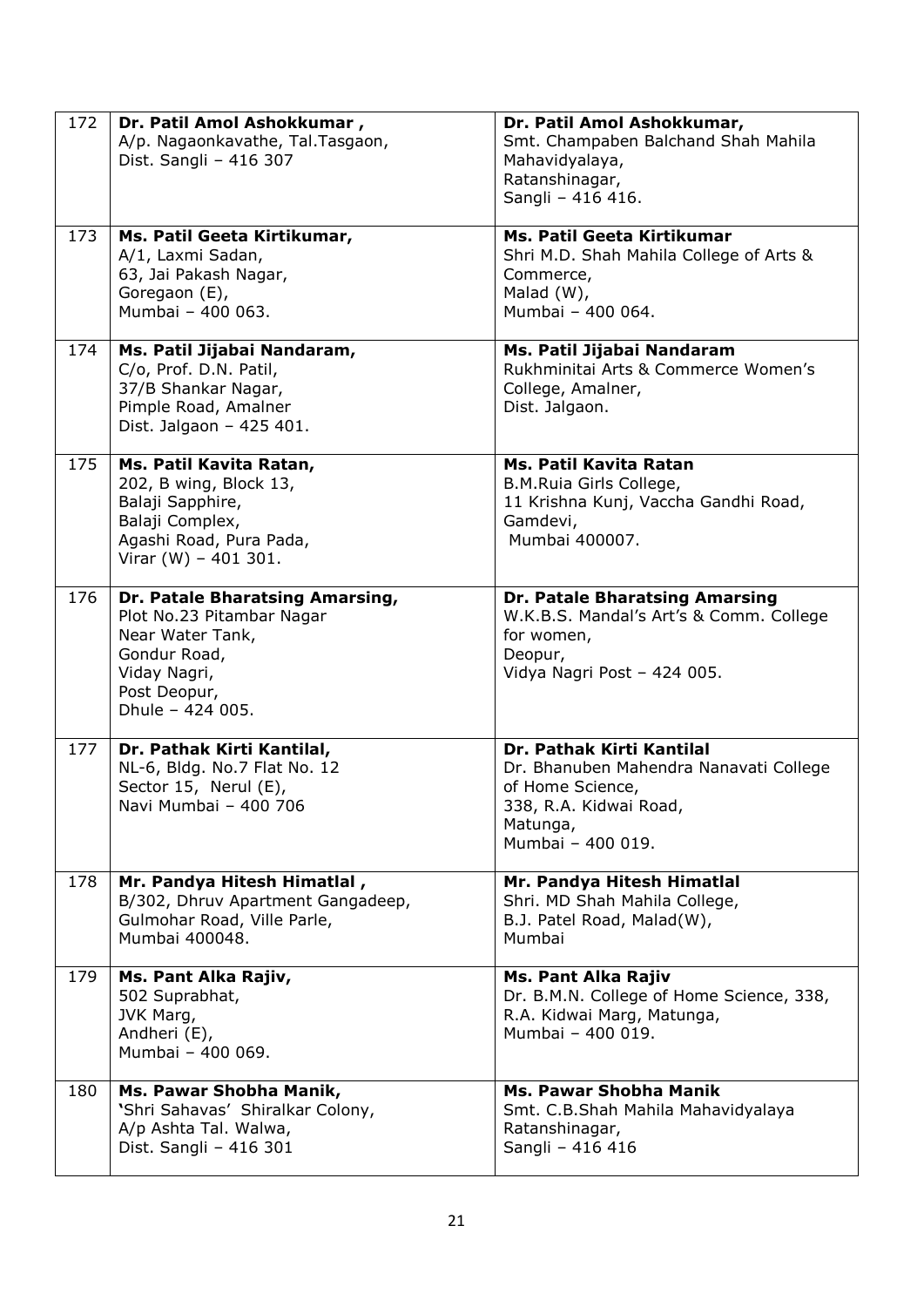| 172 | **Dr. Patil Amol Ashokkumar ,**<br>A/p. Nagaonkavathe, Tal.Tasgaon,<br>Dist. Sangli – 416 307 | **Dr. Patil Amol Ashokkumar,**<br>Smt. Champaben Balchand Shah Mahila Mahavidyalaya,<br>Ratanshinagar,<br>Sangli – 416 416. |
|---|---|---|
| 173 | **Ms. Patil Geeta Kirtikumar,**<br>A/1, Laxmi Sadan,<br>63, Jai Pakash Nagar,<br>Goregaon (E),<br>Mumbai – 400 063. | **Ms. Patil Geeta Kirtikumar**<br>Shri M.D. Shah Mahila College of Arts & Commerce,<br>Malad (W),<br>Mumbai – 400 064. |
| 174 | **Ms. Patil Jijabai Nandaram,**<br>C/o, Prof. D.N. Patil,<br>37/B Shankar Nagar,<br>Pimple Road, Amalner<br>Dist. Jalgaon – 425 401. | **Ms. Patil Jijabai Nandaram**<br>Rukhminitai Arts & Commerce Women's College, Amalner,<br>Dist. Jalgaon. |
| 175 | **Ms. Patil Kavita Ratan,**<br>202, B wing, Block 13,<br>Balaji Sapphire,<br>Balaji Complex,<br>Agashi Road, Pura Pada,<br>Virar (W) – 401 301. | **Ms. Patil Kavita Ratan**<br>B.M.Ruia Girls College,<br>11 Krishna Kunj, Vaccha Gandhi Road,<br>Gamdevi,<br>Mumbai 400007. |
| 176 | **Dr. Patale Bharatsing Amarsing,**<br>Plot No.23 Pitambar Nagar<br>Near Water Tank,<br>Gondur Road,<br>Viday Nagri,<br>Post Deopur,<br>Dhule – 424 005. | **Dr. Patale Bharatsing Amarsing**<br>W.K.B.S. Mandal's Art's & Comm. College for women,<br>Deopur,<br>Vidya Nagri Post – 424 005. |
| 177 | **Dr. Pathak Kirti Kantilal,**<br>NL-6, Bldg. No.7 Flat No. 12<br>Sector 15, Nerul (E),<br>Navi Mumbai – 400 706 | **Dr. Pathak Kirti Kantilal**<br>Dr. Bhanuben Mahendra Nanavati College of Home Science,<br>338, R.A. Kidwai Road,<br>Matunga,<br>Mumbai – 400 019. |
| 178 | **Mr. Pandya Hitesh Himatlal ,**<br>B/302, Dhruv Apartment Gangadeep,<br>Gulmohar Road, Ville Parle,<br>Mumbai 400048. | **Mr. Pandya Hitesh Himatlal**<br>Shri. MD Shah Mahila College,<br>B.J. Patel Road, Malad(W),<br>Mumbai |
| 179 | **Ms. Pant Alka Rajiv,**<br>502 Suprabhat,<br>JVK Marg,<br>Andheri (E),<br>Mumbai – 400 069. | **Ms. Pant Alka Rajiv**<br>Dr. B.M.N. College of Home Science, 338,<br>R.A. Kidwai Marg, Matunga,<br>Mumbai – 400 019. |
| 180 | **Ms. Pawar Shobha Manik,**<br>'Shri Sahavas' Shiralkar Colony,<br>A/p Ashta Tal. Walwa,<br>Dist. Sangli – 416 301 | **Ms. Pawar Shobha Manik**<br>Smt. C.B.Shah Mahila Mahavidyalaya<br>Ratanshinagar,<br>Sangli – 416 416 |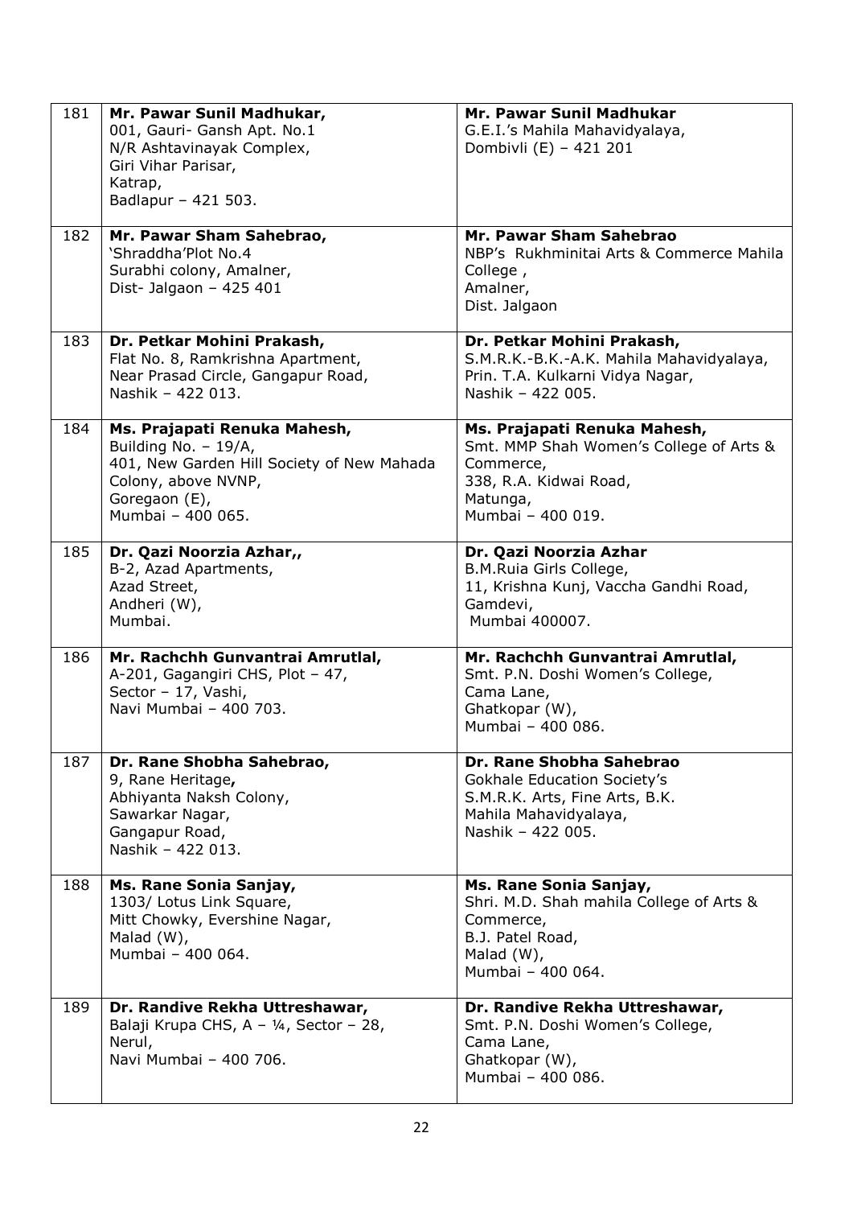| | | |
|---|---|---|
| 181 | **Mr. Pawar Sunil Madhukar,**<br>001, Gauri- Gansh Apt. No.1<br>N/R Ashtavinayak Complex,<br>Giri Vihar Parisar,<br>Katrap,<br>Badlapur – 421 503. | **Mr. Pawar Sunil Madhukar**<br>G.E.I.'s Mahila Mahavidyalaya,<br>Dombivli (E) – 421 201 |
| 182 | **Mr. Pawar Sham Sahebrao,**<br>'Shraddha'Plot No.4<br>Surabhi colony, Amalner,<br>Dist- Jalgaon – 425 401 | **Mr. Pawar Sham Sahebrao**<br>NBP's Rukhminitai Arts & Commerce Mahila College ,<br>Amalner,<br>Dist. Jalgaon |
| 183 | **Dr. Petkar Mohini Prakash,**<br>Flat No. 8, Ramkrishna Apartment,<br>Near Prasad Circle, Gangapur Road,<br>Nashik – 422 013. | **Dr. Petkar Mohini Prakash,**<br>S.M.R.K.-B.K.-A.K. Mahila Mahavidyalaya,<br>Prin. T.A. Kulkarni Vidya Nagar,<br>Nashik – 422 005. |
| 184 | **Ms. Prajapati Renuka Mahesh,**<br>Building No. – 19/A,<br>401, New Garden Hill Society of New Mahada Colony, above NVNP,<br>Goregaon (E),<br>Mumbai – 400 065. | **Ms. Prajapati Renuka Mahesh,**<br>Smt. MMP Shah Women's College of Arts & Commerce,<br>338, R.A. Kidwai Road,<br>Matunga,<br>Mumbai – 400 019. |
| 185 | **Dr. Qazi Noorzia Azhar,,**<br>B-2, Azad Apartments,<br>Azad Street,<br>Andheri (W),<br>Mumbai. | **Dr. Qazi Noorzia Azhar**<br>B.M.Ruia Girls College,<br>11, Krishna Kunj, Vaccha Gandhi Road,<br>Gamdevi,<br>Mumbai 400007. |
| 186 | **Mr. Rachchh Gunvantrai Amrutlal,**<br>A-201, Gagangiri CHS, Plot – 47,<br>Sector – 17, Vashi,<br>Navi Mumbai – 400 703. | **Mr. Rachchh Gunvantrai Amrutlal,**<br>Smt. P.N. Doshi Women's College,<br>Cama Lane,<br>Ghatkopar (W),<br>Mumbai – 400 086. |
| 187 | **Dr. Rane Shobha Sahebrao,**<br>9, Rane Heritage**,**<br>Abhiyanta Naksh Colony,<br>Sawarkar Nagar,<br>Gangapur Road,<br>Nashik – 422 013. | **Dr. Rane Shobha Sahebrao**<br>Gokhale Education Society's<br>S.M.R.K. Arts, Fine Arts, B.K.<br>Mahila Mahavidyalaya,<br>Nashik – 422 005. |
| 188 | **Ms. Rane Sonia Sanjay,**<br>1303/ Lotus Link Square,<br>Mitt Chowky, Evershine Nagar,<br>Malad (W),<br>Mumbai – 400 064. | **Ms. Rane Sonia Sanjay,**<br>Shri. M.D. Shah mahila College of Arts & Commerce,<br>B.J. Patel Road,<br>Malad (W),<br>Mumbai – 400 064. |
| 189 | **Dr. Randive Rekha Uttreshawar,**<br>Balaji Krupa CHS, A – ¼, Sector – 28,<br>Nerul,<br>Navi Mumbai – 400 706. | **Dr. Randive Rekha Uttreshawar,**<br>Smt. P.N. Doshi Women's College,<br>Cama Lane,<br>Ghatkopar (W),<br>Mumbai – 400 086. |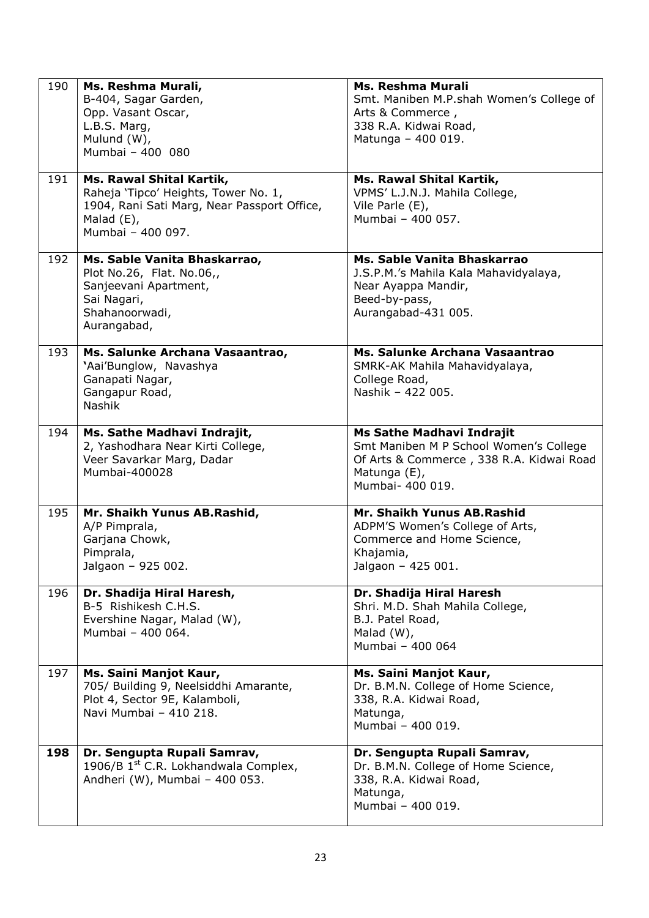| | | |
|---|---|---|
| 190 | **Ms. Reshma Murali,**<br>B-404, Sagar Garden,<br>Opp. Vasant Oscar,<br>L.B.S. Marg,<br>Mulund (W),<br>Mumbai – 400 080 | **Ms. Reshma Murali**<br>Smt. Maniben M.P.shah Women's College of Arts & Commerce ,<br>338 R.A. Kidwai Road,<br>Matunga – 400 019. |
| 191 | **Ms. Rawal Shital Kartik,**<br>Raheja 'Tipco' Heights, Tower No. 1,<br>1904, Rani Sati Marg, Near Passport Office,<br>Malad (E),<br>Mumbai – 400 097. | **Ms. Rawal Shital Kartik,**<br>VPMS' L.J.N.J. Mahila College,<br>Vile Parle (E),<br>Mumbai – 400 057. |
| 192 | **Ms. Sable Vanita Bhaskarrao,**<br>Plot No.26, Flat. No.06,,<br>Sanjeevani Apartment,<br>Sai Nagari,<br>Shahanoorwadi,<br>Aurangabad, | **Ms. Sable Vanita Bhaskarrao**<br>J.S.P.M.'s Mahila Kala Mahavidyalaya,<br>Near Ayappa Mandir,<br>Beed-by-pass,<br>Aurangabad-431 005. |
| 193 | **Ms. Salunke Archana Vasaantrao,**<br>**'**Aai'Bunglow, Navashya<br>Ganapati Nagar,<br>Gangapur Road,<br>Nashik | **Ms. Salunke Archana Vasaantrao**<br>SMRK-AK Mahila Mahavidyalaya,<br>College Road,<br>Nashik – 422 005. |
| 194 | **Ms. Sathe Madhavi Indrajit,**<br>2, Yashodhara Near Kirti College,<br>Veer Savarkar Marg, Dadar<br>Mumbai-400028 | **Ms Sathe Madhavi Indrajit**<br>Smt Maniben M P School Women's College Of Arts & Commerce , 338 R.A. Kidwai Road<br>Matunga (E),<br>Mumbai- 400 019. |
| 195 | **Mr. Shaikh Yunus AB.Rashid,**<br>A/P Pimprala,<br>Garjana Chowk,<br>Pimprala,<br>Jalgaon – 925 002. | **Mr. Shaikh Yunus AB.Rashid**<br>ADPM'S Women's College of Arts,<br>Commerce and Home Science,<br>Khajamia,<br>Jalgaon – 425 001. |
| 196 | **Dr. Shadija Hiral Haresh,**<br>B-5 Rishikesh C.H.S.<br>Evershine Nagar, Malad (W),<br>Mumbai – 400 064. | **Dr. Shadija Hiral Haresh**<br>Shri. M.D. Shah Mahila College,<br>B.J. Patel Road,<br>Malad (W),<br>Mumbai – 400 064 |
| 197 | **Ms. Saini Manjot Kaur,**<br>705/ Building 9, Neelsiddhi Amarante,<br>Plot 4, Sector 9E, Kalamboli,<br>Navi Mumbai – 410 218. | **Ms. Saini Manjot Kaur,**<br>Dr. B.M.N. College of Home Science,<br>338, R.A. Kidwai Road,<br>Matunga,<br>Mumbai – 400 019. |
| **198** | **Dr. Sengupta Rupali Samrav,**<br>1906/B 1st C.R. Lokhandwala Complex,<br>Andheri (W), Mumbai – 400 053. | **Dr. Sengupta Rupali Samrav,**<br>Dr. B.M.N. College of Home Science,<br>338, R.A. Kidwai Road,<br>Matunga,<br>Mumbai – 400 019. |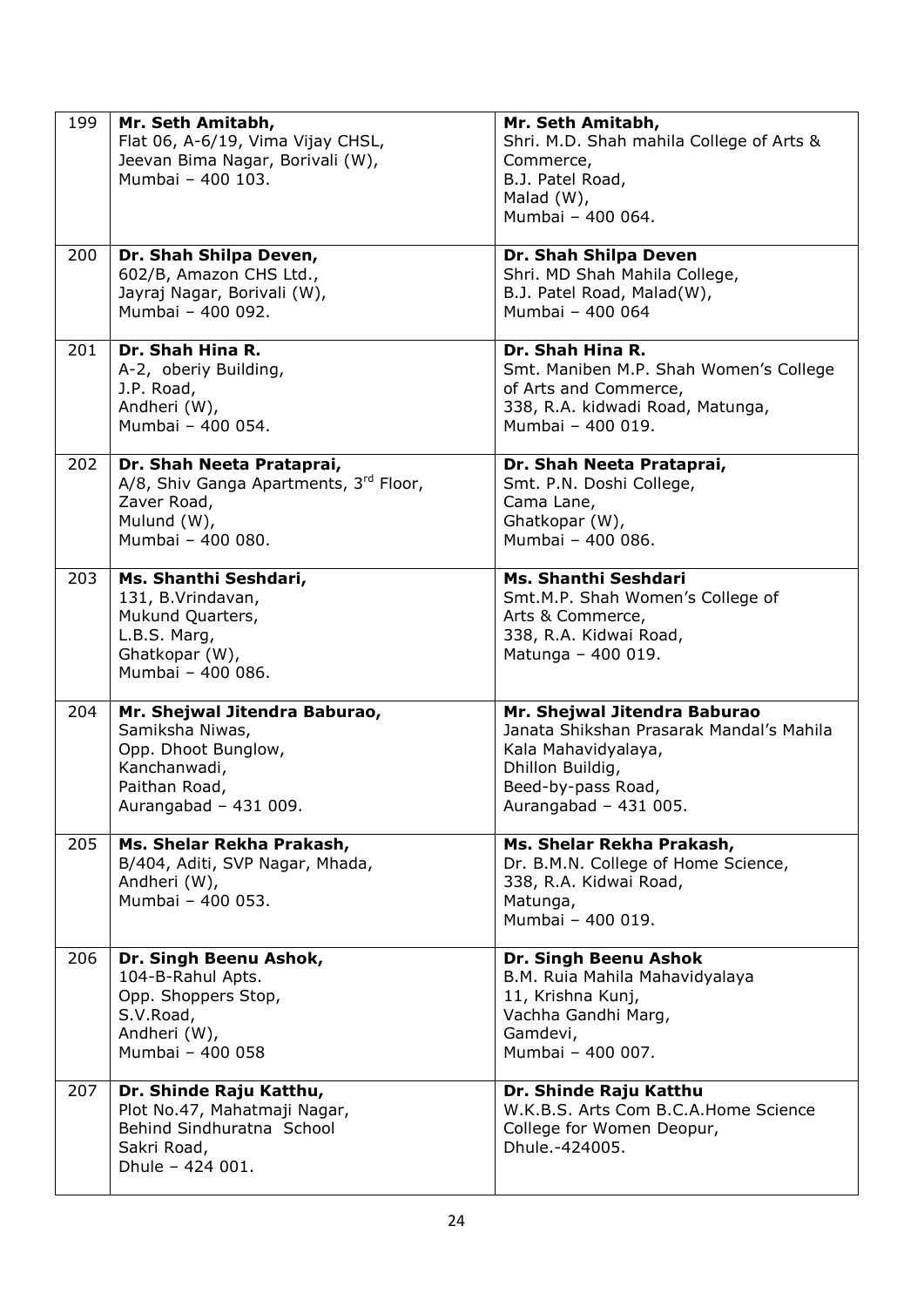| | | |
|---|---|---|
| 199 | **Mr. Seth Amitabh,**<br>Flat 06, A-6/19, Vima Vijay CHSL,<br>Jeevan Bima Nagar, Borivali (W),<br>Mumbai – 400 103. | **Mr. Seth Amitabh,**<br>Shri. M.D. Shah mahila College of Arts & Commerce,<br>B.J. Patel Road,<br>Malad (W),<br>Mumbai – 400 064. |
| 200 | **Dr. Shah Shilpa Deven,**<br>602/B, Amazon CHS Ltd.,<br>Jayraj Nagar, Borivali (W),<br>Mumbai – 400 092. | **Dr. Shah Shilpa Deven**<br>Shri. MD Shah Mahila College,<br>B.J. Patel Road, Malad(W),<br>Mumbai – 400 064 |
| 201 | **Dr. Shah Hina R.**<br>A-2, oberiy Building,<br>J.P. Road,<br>Andheri (W),<br>Mumbai – 400 054. | **Dr. Shah Hina R.**<br>Smt. Maniben M.P. Shah Women's College of Arts and Commerce,<br>338, R.A. kidwadi Road, Matunga,<br>Mumbai – 400 019. |
| 202 | **Dr. Shah Neeta Prataprai,**<br>A/8, Shiv Ganga Apartments, 3rd Floor,<br>Zaver Road,<br>Mulund (W),<br>Mumbai – 400 080. | **Dr. Shah Neeta Prataprai,**<br>Smt. P.N. Doshi College,<br>Cama Lane,<br>Ghatkopar (W),<br>Mumbai – 400 086. |
| 203 | **Ms. Shanthi Seshdari,**<br>131, B.Vrindavan,<br>Mukund Quarters,<br>L.B.S. Marg,<br>Ghatkopar (W),<br>Mumbai – 400 086. | **Ms. Shanthi Seshdari**<br>Smt.M.P. Shah Women's College of Arts & Commerce,<br>338, R.A. Kidwai Road,<br>Matunga – 400 019. |
| 204 | **Mr. Shejwal Jitendra Baburao,**<br>Samiksha Niwas,<br>Opp. Dhoot Bunglow,<br>Kanchanwadi,<br>Paithan Road,<br>Aurangabad – 431 009. | **Mr. Shejwal Jitendra Baburao**<br>Janata Shikshan Prasarak Mandal's Mahila Kala Mahavidyalaya,<br>Dhillon Buildig,<br>Beed-by-pass Road,<br>Aurangabad – 431 005. |
| 205 | **Ms. Shelar Rekha Prakash,**<br>B/404, Aditi, SVP Nagar, Mhada,<br>Andheri (W),<br>Mumbai – 400 053. | **Ms. Shelar Rekha Prakash,**<br>Dr. B.M.N. College of Home Science,<br>338, R.A. Kidwai Road,<br>Matunga,<br>Mumbai – 400 019. |
| 206 | **Dr. Singh Beenu Ashok,**<br>104-B-Rahul Apts.<br>Opp. Shoppers Stop,<br>S.V.Road,<br>Andheri (W),<br>Mumbai – 400 058 | **Dr. Singh Beenu Ashok**<br>B.M. Ruia Mahila Mahavidyalaya<br>11, Krishna Kunj,<br>Vachha Gandhi Marg,<br>Gamdevi,<br>Mumbai – 400 007. |
| 207 | **Dr. Shinde Raju Katthu,**<br>Plot No.47, Mahatmaji Nagar,<br>Behind Sindhuratna School<br>Sakri Road,<br>Dhule – 424 001. | **Dr. Shinde Raju Katthu**<br>W.K.B.S. Arts Com B.C.A.Home Science College for Women Deopur,<br>Dhule.-424005. |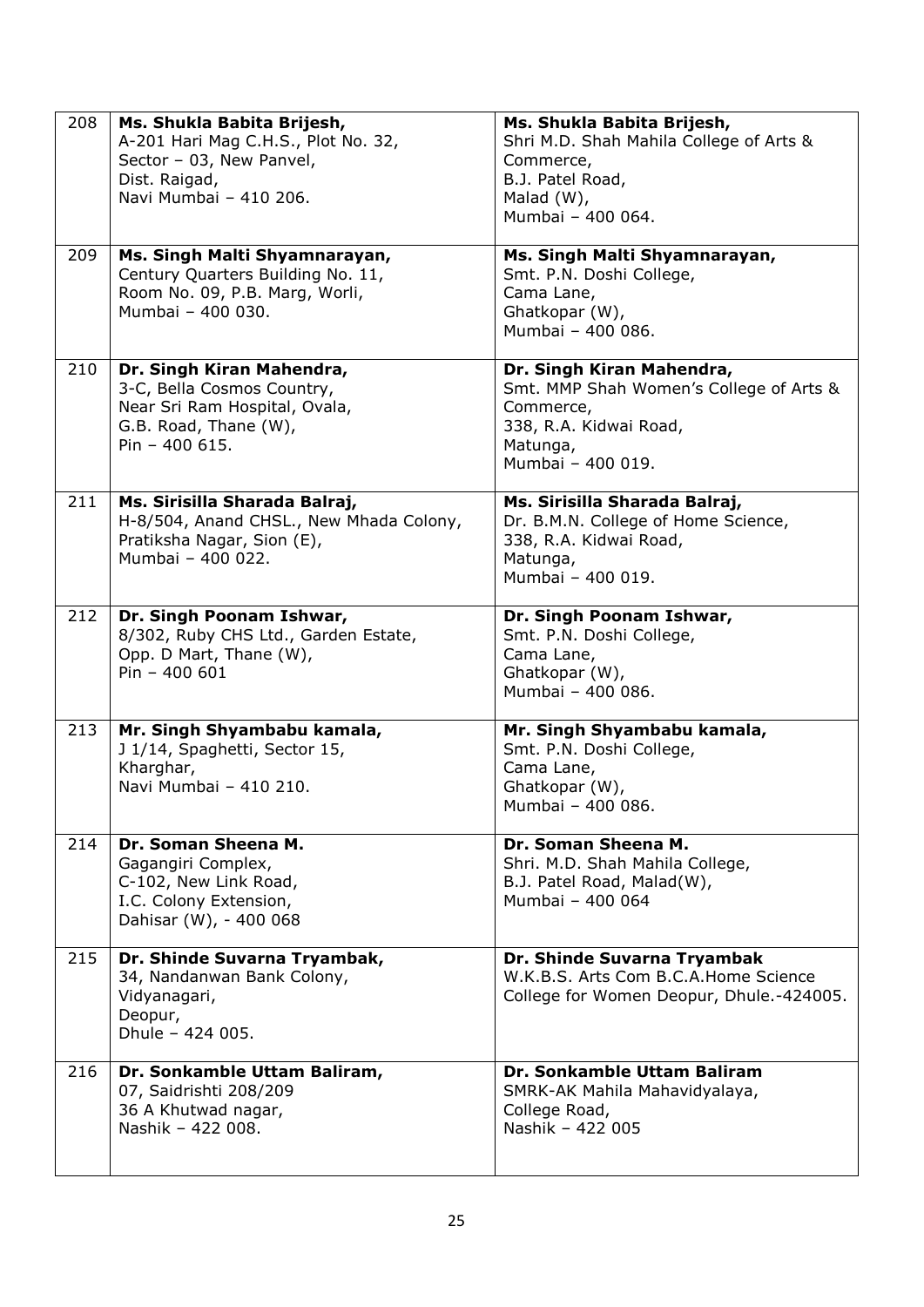| 208 | **Ms. Shukla Babita Brijesh,**<br>A-201 Hari Mag C.H.S., Plot No. 32,<br>Sector – 03, New Panvel,<br>Dist. Raigad,<br>Navi Mumbai – 410 206. | **Ms. Shukla Babita Brijesh,**<br>Shri M.D. Shah Mahila College of Arts & Commerce,<br>B.J. Patel Road,<br>Malad (W),<br>Mumbai – 400 064. |
|---|---|---|
| 209 | **Ms. Singh Malti Shyamnarayan,**<br>Century Quarters Building No. 11,<br>Room No. 09, P.B. Marg, Worli,<br>Mumbai – 400 030. | **Ms. Singh Malti Shyamnarayan,**<br>Smt. P.N. Doshi College,<br>Cama Lane,<br>Ghatkopar (W),<br>Mumbai – 400 086. |
| 210 | **Dr. Singh Kiran Mahendra,**<br>3-C, Bella Cosmos Country,<br>Near Sri Ram Hospital, Ovala,<br>G.B. Road, Thane (W),<br>Pin – 400 615. | **Dr. Singh Kiran Mahendra,**<br>Smt. MMP Shah Women's College of Arts & Commerce,<br>338, R.A. Kidwai Road,<br>Matunga,<br>Mumbai – 400 019. |
| 211 | **Ms. Sirisilla Sharada Balraj,**<br>H-8/504, Anand CHSL., New Mhada Colony,<br>Pratiksha Nagar, Sion (E),<br>Mumbai – 400 022. | **Ms. Sirisilla Sharada Balraj,**<br>Dr. B.M.N. College of Home Science,<br>338, R.A. Kidwai Road,<br>Matunga,<br>Mumbai – 400 019. |
| 212 | **Dr. Singh Poonam Ishwar,**<br>8/302, Ruby CHS Ltd., Garden Estate,<br>Opp. D Mart, Thane (W),<br>Pin – 400 601 | **Dr. Singh Poonam Ishwar,**<br>Smt. P.N. Doshi College,<br>Cama Lane,<br>Ghatkopar (W),<br>Mumbai – 400 086. |
| 213 | **Mr. Singh Shyambabu kamala,**<br>J 1/14, Spaghetti, Sector 15,<br>Kharghar,<br>Navi Mumbai – 410 210. | **Mr. Singh Shyambabu kamala,**<br>Smt. P.N. Doshi College,<br>Cama Lane,<br>Ghatkopar (W),<br>Mumbai – 400 086. |
| 214 | **Dr. Soman Sheena M.**<br>Gagangiri Complex,<br>C-102, New Link Road,<br>I.C. Colony Extension,<br>Dahisar (W), - 400 068 | **Dr. Soman Sheena M.**<br>Shri. M.D. Shah Mahila College,<br>B.J. Patel Road, Malad(W),<br>Mumbai – 400 064 |
| 215 | **Dr. Shinde Suvarna Tryambak,**<br>34, Nandanwan Bank Colony,<br>Vidyanagari,<br>Deopur,<br>Dhule – 424 005. | **Dr. Shinde Suvarna Tryambak**<br>W.K.B.S. Arts Com B.C.A.Home Science College for Women Deopur, Dhule.-424005. |
| 216 | **Dr. Sonkamble Uttam Baliram,**<br>07, Saidrishti 208/209<br>36 A Khutwad nagar,<br>Nashik – 422 008. | **Dr. Sonkamble Uttam Baliram**<br>SMRK-AK Mahila Mahavidyalaya,<br>College Road,<br>Nashik – 422 005 |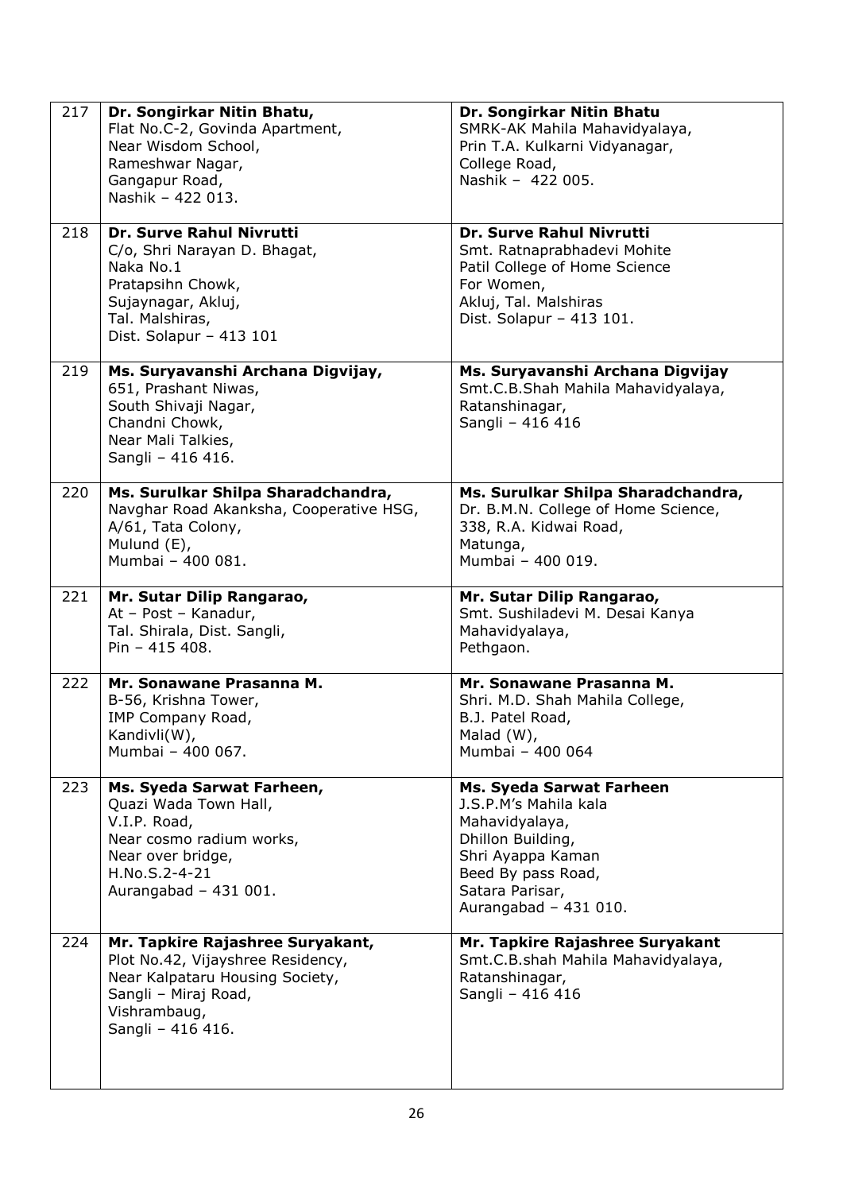| | | |
|---|---|---|
| 217 | **Dr. Songirkar Nitin Bhatu,**<br>Flat No.C-2, Govinda Apartment,<br>Near Wisdom School,<br>Rameshwar Nagar,<br>Gangapur Road,<br>Nashik – 422 013. | **Dr. Songirkar Nitin Bhatu**<br>SMRK-AK Mahila Mahavidyalaya,<br>Prin T.A. Kulkarni Vidyanagar,<br>College Road,<br>Nashik – 422 005. |
| 218 | **Dr. Surve Rahul Nivrutti**<br>C/o, Shri Narayan D. Bhagat,<br>Naka No.1<br>Pratapsihn Chowk,<br>Sujaynagar, Akluj,<br>Tal. Malshiras,<br>Dist. Solapur – 413 101 | **Dr. Surve Rahul Nivrutti**<br>Smt. Ratnaprabhadevi Mohite<br>Patil College of Home Science<br>For Women,<br>Akluj, Tal. Malshiras<br>Dist. Solapur – 413 101. |
| 219 | **Ms. Suryavanshi Archana Digvijay,**<br>651, Prashant Niwas,<br>South Shivaji Nagar,<br>Chandni Chowk,<br>Near Mali Talkies,<br>Sangli – 416 416. | **Ms. Suryavanshi Archana Digvijay**<br>Smt.C.B.Shah Mahila Mahavidyalaya,<br>Ratanshinagar,<br>Sangli – 416 416 |
| 220 | **Ms. Surulkar Shilpa Sharadchandra,**<br>Navghar Road Akanksha, Cooperative HSG,<br>A/61, Tata Colony,<br>Mulund (E),<br>Mumbai – 400 081. | **Ms. Surulkar Shilpa Sharadchandra,**<br>Dr. B.M.N. College of Home Science,<br>338, R.A. Kidwai Road,<br>Matunga,<br>Mumbai – 400 019. |
| 221 | **Mr. Sutar Dilip Rangarao,**<br>At – Post – Kanadur,<br>Tal. Shirala, Dist. Sangli,<br>Pin – 415 408. | **Mr. Sutar Dilip Rangarao,**<br>Smt. Sushiladevi M. Desai Kanya<br>Mahavidyalaya,<br>Pethgaon. |
| 222 | **Mr. Sonawane Prasanna M.**<br>B-56, Krishna Tower,<br>IMP Company Road,<br>Kandivli(W),<br>Mumbai – 400 067. | **Mr. Sonawane Prasanna M.**<br>Shri. M.D. Shah Mahila College,<br>B.J. Patel Road,<br>Malad (W),<br>Mumbai – 400 064 |
| 223 | **Ms. Syeda Sarwat Farheen,**<br>Quazi Wada Town Hall,<br>V.I.P. Road,<br>Near cosmo radium works,<br>Near over bridge,<br>H.No.S.2-4-21<br>Aurangabad – 431 001. | **Ms. Syeda Sarwat Farheen**<br>J.S.P.M's Mahila kala<br>Mahavidyalaya,<br>Dhillon Building,<br>Shri Ayappa Kaman<br>Beed By pass Road,<br>Satara Parisar,<br>Aurangabad – 431 010. |
| 224 | **Mr. Tapkire Rajashree Suryakant,**<br>Plot No.42, Vijayshree Residency,<br>Near Kalpataru Housing Society,<br>Sangli – Miraj Road,<br>Vishrambaug,<br>Sangli – 416 416. | **Mr. Tapkire Rajashree Suryakant**<br>Smt.C.B.shah Mahila Mahavidyalaya,<br>Ratanshinagar,<br>Sangli – 416 416 |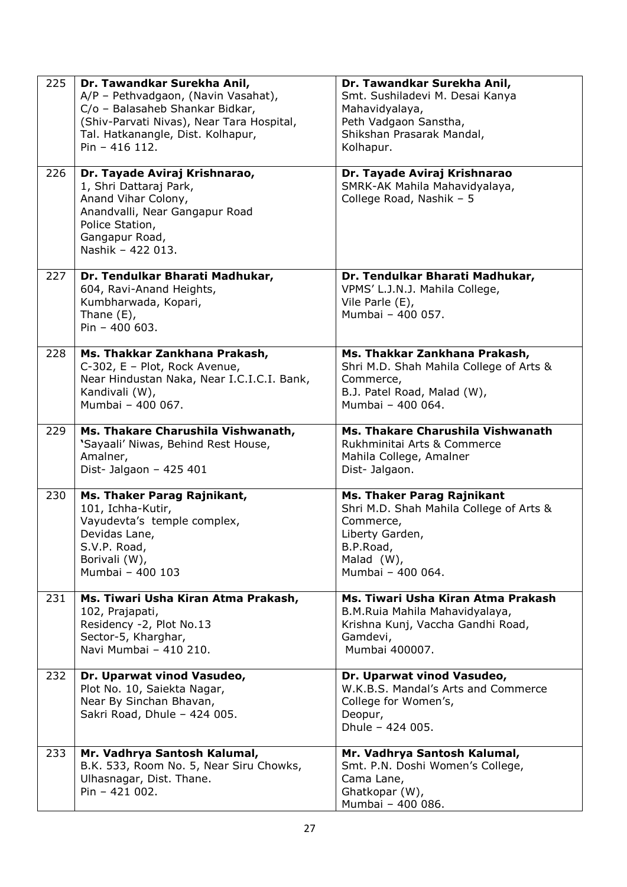| | | |
|---|---|---|
| 225 | **Dr. Tawandkar Surekha Anil,**<br>A/P – Pethvadgaon, (Navin Vasahat),<br>C/o – Balasaheb Shankar Bidkar,<br>(Shiv-Parvati Nivas), Near Tara Hospital,<br>Tal. Hatkanangle, Dist. Kolhapur,<br>Pin – 416 112. | **Dr. Tawandkar Surekha Anil,**<br>Smt. Sushiladevi M. Desai Kanya Mahavidyalaya,<br>Peth Vadgaon Sanstha,<br>Shikshan Prasarak Mandal,<br>Kolhapur. |
| 226 | **Dr. Tayade Aviraj Krishnarao,**<br>1, Shri Dattaraj Park,<br>Anand Vihar Colony,<br>Anandvalli, Near Gangapur Road<br>Police Station,<br>Gangapur Road,<br>Nashik – 422 013. | **Dr. Tayade Aviraj Krishnarao**<br>SMRK-AK Mahila Mahavidyalaya,<br>College Road, Nashik – 5 |
| 227 | **Dr. Tendulkar Bharati Madhukar,**<br>604, Ravi-Anand Heights,<br>Kumbharwada, Kopari,<br>Thane (E),<br>Pin – 400 603. | **Dr. Tendulkar Bharati Madhukar,**<br>VPMS' L.J.N.J. Mahila College,<br>Vile Parle (E),<br>Mumbai – 400 057. |
| 228 | **Ms. Thakkar Zankhana Prakash,**<br>C-302, E – Plot, Rock Avenue,<br>Near Hindustan Naka, Near I.C.I.C.I. Bank,<br>Kandivali (W),<br>Mumbai – 400 067. | **Ms. Thakkar Zankhana Prakash,**<br>Shri M.D. Shah Mahila College of Arts & Commerce,<br>B.J. Patel Road, Malad (W),<br>Mumbai – 400 064. |
| 229 | **Ms. Thakare Charushila Vishwanath,**<br>'Sayaali' Niwas, Behind Rest House,<br>Amalner,<br>Dist- Jalgaon – 425 401 | **Ms. Thakare Charushila Vishwanath**<br>Rukhminitai Arts & Commerce<br>Mahila College, Amalner<br>Dist- Jalgaon. |
| 230 | **Ms. Thaker Parag Rajnikant,**<br>101, Ichha-Kutir,<br>Vayudevta's temple complex,<br>Devidas Lane,<br>S.V.P. Road,<br>Borivali (W),<br>Mumbai – 400 103 | **Ms. Thaker Parag Rajnikant**<br>Shri M.D. Shah Mahila College of Arts & Commerce,<br>Liberty Garden,<br>B.P.Road,<br>Malad (W),<br>Mumbai – 400 064. |
| 231 | **Ms. Tiwari Usha Kiran Atma Prakash,**<br>102, Prajapati,<br>Residency -2, Plot No.13<br>Sector-5, Kharghar,<br>Navi Mumbai – 410 210. | **Ms. Tiwari Usha Kiran Atma Prakash**<br>B.M.Ruia Mahila Mahavidyalaya,<br>Krishna Kunj, Vaccha Gandhi Road,<br>Gamdevi,<br>Mumbai 400007. |
| 232 | **Dr. Uparwat vinod Vasudeo,**<br>Plot No. 10, Saiekta Nagar,<br>Near By Sinchan Bhavan,<br>Sakri Road, Dhule – 424 005. | **Dr. Uparwat vinod Vasudeo,**<br>W.K.B.S. Mandal's Arts and Commerce College for Women's,<br>Deopur,<br>Dhule – 424 005. |
| 233 | **Mr. Vadhrya Santosh Kalumal,**<br>B.K. 533, Room No. 5, Near Siru Chowks,<br>Ulhasnagar, Dist. Thane.<br>Pin – 421 002. | **Mr. Vadhrya Santosh Kalumal,**<br>Smt. P.N. Doshi Women's College,<br>Cama Lane,<br>Ghatkopar (W),<br>Mumbai – 400 086. |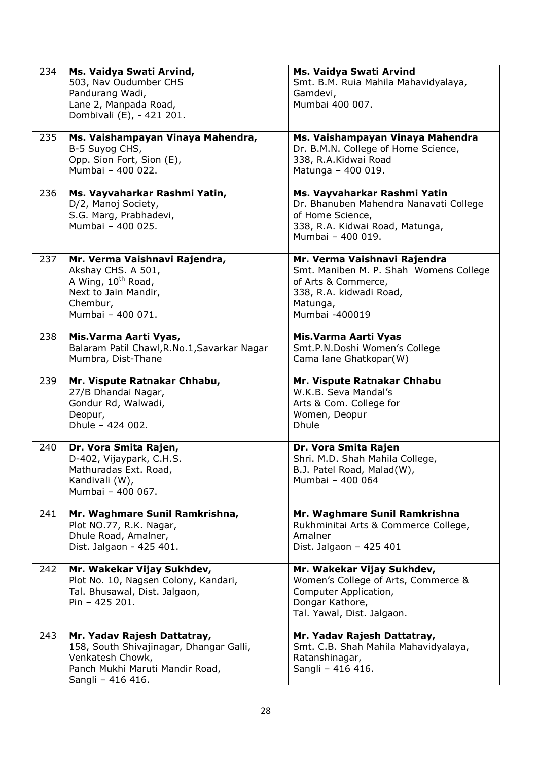| | | |
|---|---|---|
| 234 | **Ms. Vaidya Swati Arvind,**<br>503, Nav Oudumber CHS<br>Pandurang Wadi,<br>Lane 2, Manpada Road,<br>Dombivali (E), - 421 201. | **Ms. Vaidya Swati Arvind**<br>Smt. B.M. Ruia Mahila Mahavidyalaya,<br>Gamdevi,<br>Mumbai 400 007. |
| 235 | **Ms. Vaishampayan Vinaya Mahendra,**<br>B-5 Suyog CHS,<br>Opp. Sion Fort, Sion (E),<br>Mumbai – 400 022. | **Ms. Vaishampayan Vinaya Mahendra**<br>Dr. B.M.N. College of Home Science,<br>338, R.A.Kidwai Road<br>Matunga – 400 019. |
| 236 | **Ms. Vayvaharkar Rashmi Yatin,**<br>D/2, Manoj Society,<br>S.G. Marg, Prabhadevi,<br>Mumbai – 400 025. | **Ms. Vayvaharkar Rashmi Yatin**<br>Dr. Bhanuben Mahendra Nanavati College of Home Science,<br>338, R.A. Kidwai Road, Matunga,<br>Mumbai – 400 019. |
| 237 | **Mr. Verma Vaishnavi Rajendra,**<br>Akshay CHS. A 501,<br>A Wing, 10th Road,<br>Next to Jain Mandir,<br>Chembur,<br>Mumbai – 400 071. | **Mr. Verma Vaishnavi Rajendra**<br>Smt. Maniben M. P. Shah Womens College of Arts & Commerce,<br>338, R.A. kidwadi Road,<br>Matunga,<br>Mumbai -400019 |
| 238 | **Mis.Varma Aarti Vyas,**<br>Balaram Patil Chawl,R.No.1,Savarkar Nagar<br>Mumbra, Dist-Thane | **Mis.Varma Aarti Vyas**<br>Smt.P.N.Doshi Women's College<br>Cama lane Ghatkopar(W) |
| 239 | **Mr. Vispute Ratnakar Chhabu,**<br>27/B Dhandai Nagar,<br>Gondur Rd, Walwadi,<br>Deopur,<br>Dhule – 424 002. | **Mr. Vispute Ratnakar Chhabu**<br>W.K.B. Seva Mandal's<br>Arts & Com. College for<br>Women, Deopur<br>Dhule |
| 240 | **Dr. Vora Smita Rajen,**<br>D-402, Vijaypark, C.H.S.<br>Mathuradas Ext. Road,<br>Kandivali (W),<br>Mumbai – 400 067. | **Dr. Vora Smita Rajen**<br>Shri. M.D. Shah Mahila College,<br>B.J. Patel Road, Malad(W),<br>Mumbai – 400 064 |
| 241 | **Mr. Waghmare Sunil Ramkrishna,**<br>Plot NO.77, R.K. Nagar,<br>Dhule Road, Amalner,<br>Dist. Jalgaon - 425 401. | **Mr. Waghmare Sunil Ramkrishna**<br>Rukhminitai Arts & Commerce College,<br>Amalner<br>Dist. Jalgaon – 425 401 |
| 242 | **Mr. Wakekar Vijay Sukhdev,**<br>Plot No. 10, Nagsen Colony, Kandari,<br>Tal. Bhusawal, Dist. Jalgaon,<br>Pin – 425 201. | **Mr. Wakekar Vijay Sukhdev,**<br>Women's College of Arts, Commerce & Computer Application,<br>Dongar Kathore,<br>Tal. Yawal, Dist. Jalgaon. |
| 243 | **Mr. Yadav Rajesh Dattatray,**<br>158, South Shivajinagar, Dhangar Galli,<br>Venkatesh Chowk,<br>Panch Mukhi Maruti Mandir Road,<br>Sangli – 416 416. | **Mr. Yadav Rajesh Dattatray,**<br>Smt. C.B. Shah Mahila Mahavidyalaya,<br>Ratanshinagar,<br>Sangli – 416 416. |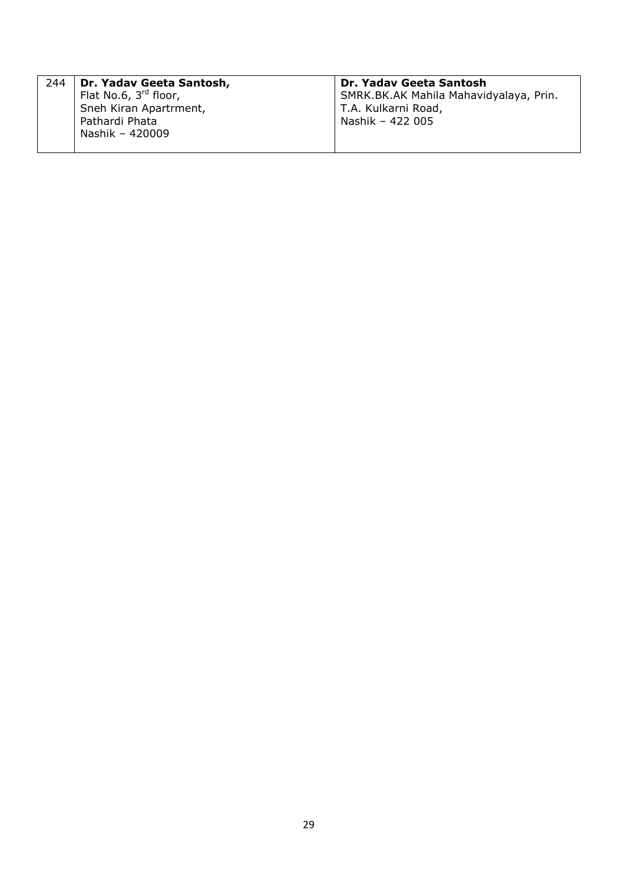| | | |
|---|---|---|
| 244 | **Dr. Yadav Geeta Santosh,**<br>Flat No.6, 3rd floor,<br>Sneh Kiran Apartrment,<br>Pathardi Phata<br>Nashik – 420009 | **Dr. Yadav Geeta Santosh**<br>SMRK.BK.AK Mahila Mahavidyalaya, Prin.<br>T.A. Kulkarni Road,<br>Nashik – 422 005 |